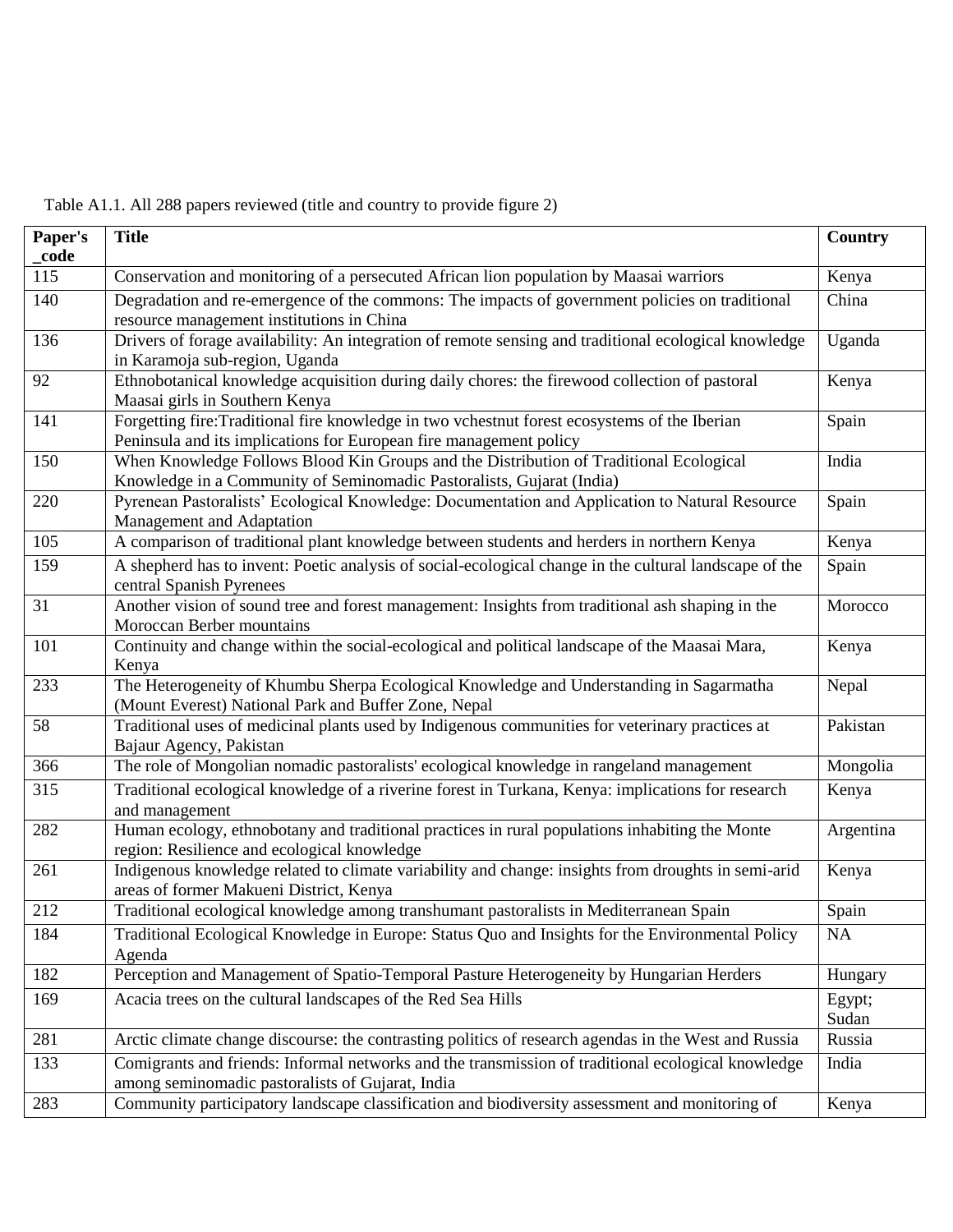Table A1.1. All 288 papers reviewed (title and country to provide figure 2)

| Paper's _code | Title | Country |
|---|---|---|
| 115 | Conservation and monitoring of a persecuted African lion population by Maasai warriors | Kenya |
| 140 | Degradation and re-emergence of the commons: The impacts of government policies on traditional resource management institutions in China | China |
| 136 | Drivers of forage availability: An integration of remote sensing and traditional ecological knowledge in Karamoja sub-region, Uganda | Uganda |
| 92 | Ethnobotanical knowledge acquisition during daily chores: the firewood collection of pastoral Maasai girls in Southern Kenya | Kenya |
| 141 | Forgetting fire:Traditional fire knowledge in two vchestnut forest ecosystems of the Iberian Peninsula and its implications for European fire management policy | Spain |
| 150 | When Knowledge Follows Blood Kin Groups and the Distribution of Traditional Ecological Knowledge in a Community of Seminomadic Pastoralists, Gujarat (India) | India |
| 220 | Pyrenean Pastoralists' Ecological Knowledge: Documentation and Application to Natural Resource Management and Adaptation | Spain |
| 105 | A comparison of traditional plant knowledge between students and herders in northern Kenya | Kenya |
| 159 | A shepherd has to invent: Poetic analysis of social-ecological change in the cultural landscape of the central Spanish Pyrenees | Spain |
| 31 | Another vision of sound tree and forest management: Insights from traditional ash shaping in the Moroccan Berber mountains | Morocco |
| 101 | Continuity and change within the social-ecological and political landscape of the Maasai Mara, Kenya | Kenya |
| 233 | The Heterogeneity of Khumbu Sherpa Ecological Knowledge and Understanding in Sagarmatha (Mount Everest) National Park and Buffer Zone, Nepal | Nepal |
| 58 | Traditional uses of medicinal plants used by Indigenous communities for veterinary practices at Bajaur Agency, Pakistan | Pakistan |
| 366 | The role of Mongolian nomadic pastoralists' ecological knowledge in rangeland management | Mongolia |
| 315 | Traditional ecological knowledge of a riverine forest in Turkana, Kenya: implications for research and management | Kenya |
| 282 | Human ecology, ethnobotany and traditional practices in rural populations inhabiting the Monte region: Resilience and ecological knowledge | Argentina |
| 261 | Indigenous knowledge related to climate variability and change: insights from droughts in semi-arid areas of former Makueni District, Kenya | Kenya |
| 212 | Traditional ecological knowledge among transhumant pastoralists in Mediterranean Spain | Spain |
| 184 | Traditional Ecological Knowledge in Europe: Status Quo and Insights for the Environmental Policy Agenda | NA |
| 182 | Perception and Management of Spatio-Temporal Pasture Heterogeneity by Hungarian Herders | Hungary |
| 169 | Acacia trees on the cultural landscapes of the Red Sea Hills | Egypt; Sudan |
| 281 | Arctic climate change discourse: the contrasting politics of research agendas in the West and Russia | Russia |
| 133 | Comigrants and friends: Informal networks and the transmission of traditional ecological knowledge among seminomadic pastoralists of Gujarat, India | India |
| 283 | Community participatory landscape classification and biodiversity assessment and monitoring of | Kenya |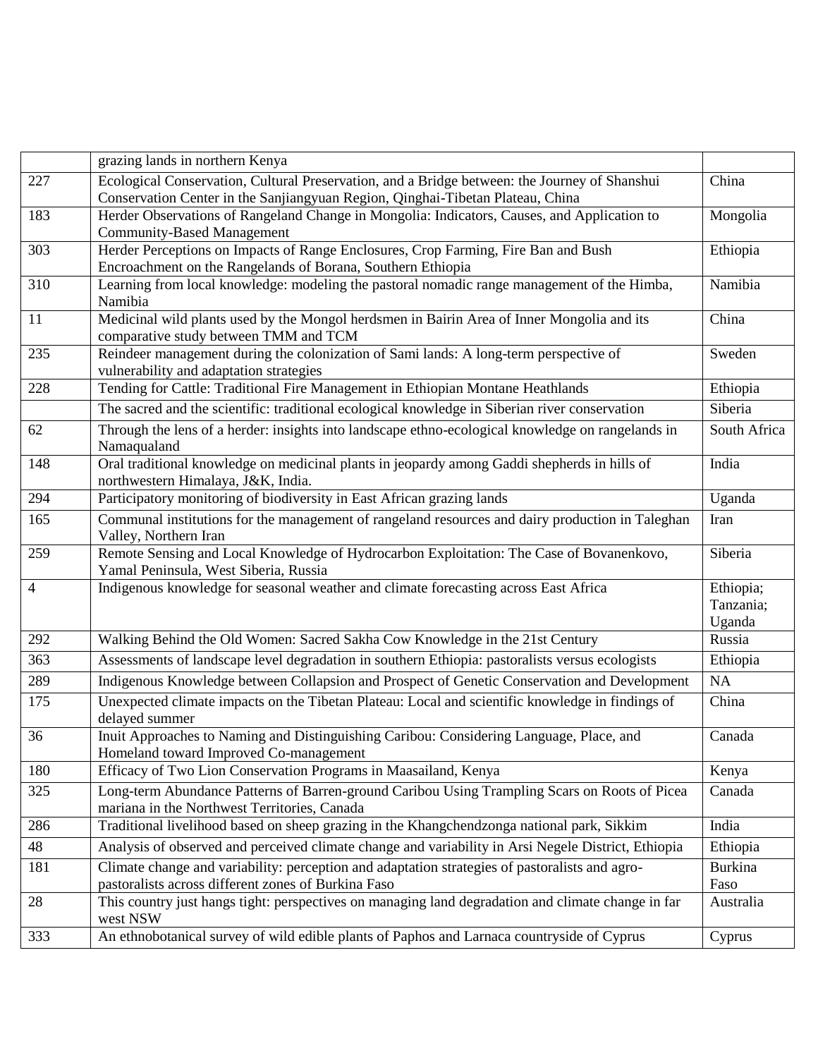|  |  |  |
|---|---|---|
|  | grazing lands in northern Kenya |  |
| 227 | Ecological Conservation, Cultural Preservation, and a Bridge between: the Journey of Shanshui Conservation Center in the Sanjiangyuan Region, Qinghai-Tibetan Plateau, China | China |
| 183 | Herder Observations of Rangeland Change in Mongolia: Indicators, Causes, and Application to Community-Based Management | Mongolia |
| 303 | Herder Perceptions on Impacts of Range Enclosures, Crop Farming, Fire Ban and Bush Encroachment on the Rangelands of Borana, Southern Ethiopia | Ethiopia |
| 310 | Learning from local knowledge: modeling the pastoral nomadic range management of the Himba, Namibia | Namibia |
| 11 | Medicinal wild plants used by the Mongol herdsmen in Bairin Area of Inner Mongolia and its comparative study between TMM and TCM | China |
| 235 | Reindeer management during the colonization of Sami lands: A long-term perspective of vulnerability and adaptation strategies | Sweden |
| 228 | Tending for Cattle: Traditional Fire Management in Ethiopian Montane Heathlands | Ethiopia |
|  | The sacred and the scientific: traditional ecological knowledge in Siberian river conservation | Siberia |
| 62 | Through the lens of a herder: insights into landscape ethno-ecological knowledge on rangelands in Namaqualand | South Africa |
| 148 | Oral traditional knowledge on medicinal plants in jeopardy among Gaddi shepherds in hills of northwestern Himalaya, J&K, India. | India |
| 294 | Participatory monitoring of biodiversity in East African grazing lands | Uganda |
| 165 | Communal institutions for the management of rangeland resources and dairy production in Taleghan Valley, Northern Iran | Iran |
| 259 | Remote Sensing and Local Knowledge of Hydrocarbon Exploitation: The Case of Bovanenkovo, Yamal Peninsula, West Siberia, Russia | Siberia |
| 4 | Indigenous knowledge for seasonal weather and climate forecasting across East Africa | Ethiopia; Tanzania; Uganda |
| 292 | Walking Behind the Old Women: Sacred Sakha Cow Knowledge in the 21st Century | Russia |
| 363 | Assessments of landscape level degradation in southern Ethiopia: pastoralists versus ecologists | Ethiopia |
| 289 | Indigenous Knowledge between Collapsion and Prospect of Genetic Conservation and Development | NA |
| 175 | Unexpected climate impacts on the Tibetan Plateau: Local and scientific knowledge in findings of delayed summer | China |
| 36 | Inuit Approaches to Naming and Distinguishing Caribou: Considering Language, Place, and Homeland toward Improved Co-management | Canada |
| 180 | Efficacy of Two Lion Conservation Programs in Maasailand, Kenya | Kenya |
| 325 | Long-term Abundance Patterns of Barren-ground Caribou Using Trampling Scars on Roots of Picea mariana in the Northwest Territories, Canada | Canada |
| 286 | Traditional livelihood based on sheep grazing in the Khangchendzonga national park, Sikkim | India |
| 48 | Analysis of observed and perceived climate change and variability in Arsi Negele District, Ethiopia | Ethiopia |
| 181 | Climate change and variability: perception and adaptation strategies of pastoralists and agro-pastoralists across different zones of Burkina Faso | Burkina Faso |
| 28 | This country just hangs tight: perspectives on managing land degradation and climate change in far west NSW | Australia |
| 333 | An ethnobotanical survey of wild edible plants of Paphos and Larnaca countryside of Cyprus | Cyprus |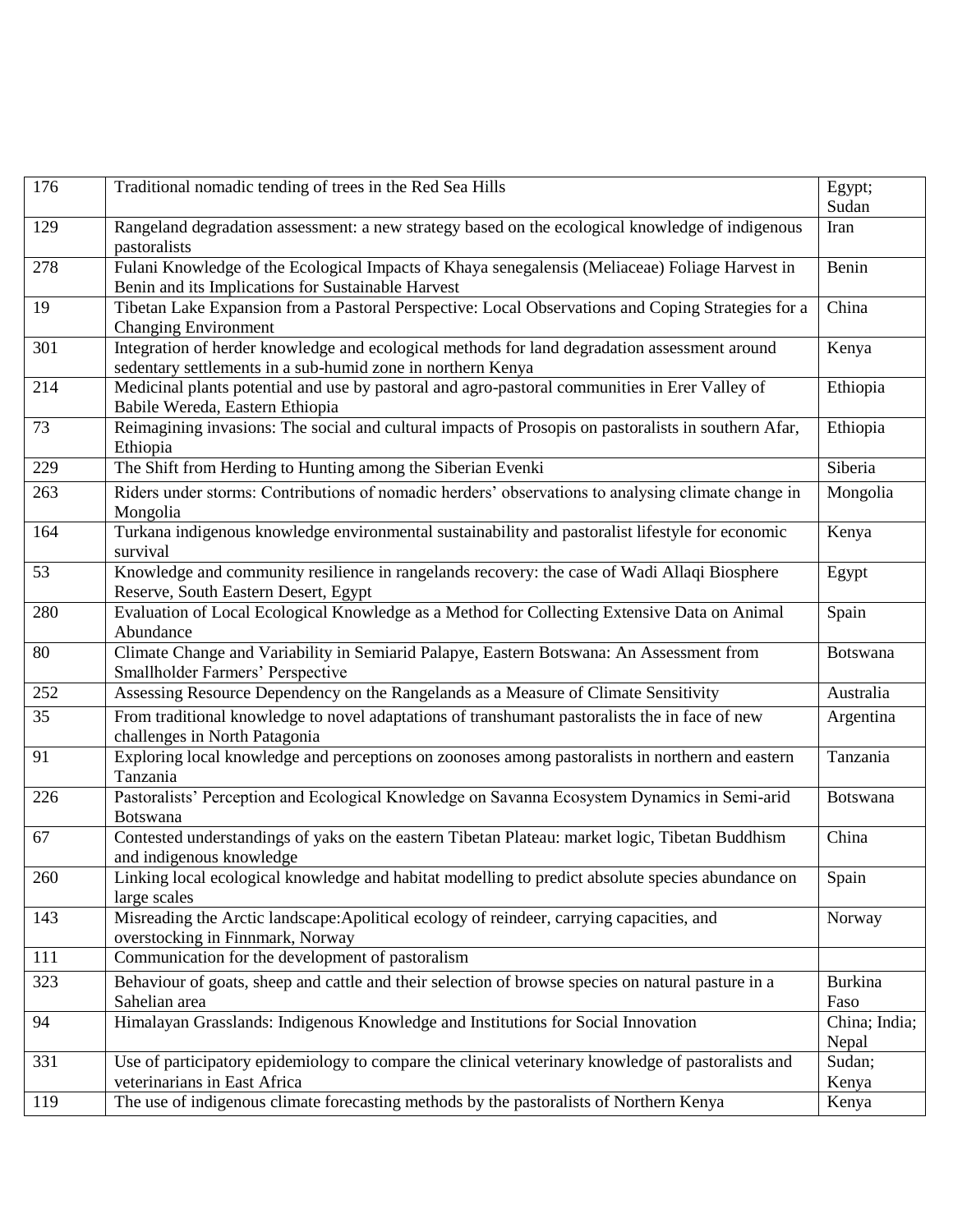| | | |
|---|---|---|
| 176 | Traditional nomadic tending of trees in the Red Sea Hills | Egypt; Sudan |
| 129 | Rangeland degradation assessment: a new strategy based on the ecological knowledge of indigenous pastoralists | Iran |
| 278 | Fulani Knowledge of the Ecological Impacts of Khaya senegalensis (Meliaceae) Foliage Harvest in Benin and its Implications for Sustainable Harvest | Benin |
| 19 | Tibetan Lake Expansion from a Pastoral Perspective: Local Observations and Coping Strategies for a Changing Environment | China |
| 301 | Integration of herder knowledge and ecological methods for land degradation assessment around sedentary settlements in a sub-humid zone in northern Kenya | Kenya |
| 214 | Medicinal plants potential and use by pastoral and agro-pastoral communities in Erer Valley of Babile Wereda, Eastern Ethiopia | Ethiopia |
| 73 | Reimagining invasions: The social and cultural impacts of Prosopis on pastoralists in southern Afar, Ethiopia | Ethiopia |
| 229 | The Shift from Herding to Hunting among the Siberian Evenki | Siberia |
| 263 | Riders under storms: Contributions of nomadic herders' observations to analysing climate change in Mongolia | Mongolia |
| 164 | Turkana indigenous knowledge environmental sustainability and pastoralist lifestyle for economic survival | Kenya |
| 53 | Knowledge and community resilience in rangelands recovery: the case of Wadi Allaqi Biosphere Reserve, South Eastern Desert, Egypt | Egypt |
| 280 | Evaluation of Local Ecological Knowledge as a Method for Collecting Extensive Data on Animal Abundance | Spain |
| 80 | Climate Change and Variability in Semiarid Palapye, Eastern Botswana: An Assessment from Smallholder Farmers' Perspective | Botswana |
| 252 | Assessing Resource Dependency on the Rangelands as a Measure of Climate Sensitivity | Australia |
| 35 | From traditional knowledge to novel adaptations of transhumant pastoralists the in face of new challenges in North Patagonia | Argentina |
| 91 | Exploring local knowledge and perceptions on zoonoses among pastoralists in northern and eastern Tanzania | Tanzania |
| 226 | Pastoralists' Perception and Ecological Knowledge on Savanna Ecosystem Dynamics in Semi-arid Botswana | Botswana |
| 67 | Contested understandings of yaks on the eastern Tibetan Plateau: market logic, Tibetan Buddhism and indigenous knowledge | China |
| 260 | Linking local ecological knowledge and habitat modelling to predict absolute species abundance on large scales | Spain |
| 143 | Misreading the Arctic landscape:Apolitical ecology of reindeer, carrying capacities, and overstocking in Finnmark, Norway | Norway |
| 111 | Communication for the development of pastoralism | |
| 323 | Behaviour of goats, sheep and cattle and their selection of browse species on natural pasture in a Sahelian area | Burkina Faso |
| 94 | Himalayan Grasslands: Indigenous Knowledge and Institutions for Social Innovation | China; India; Nepal |
| 331 | Use of participatory epidemiology to compare the clinical veterinary knowledge of pastoralists and veterinarians in East Africa | Sudan; Kenya |
| 119 | The use of indigenous climate forecasting methods by the pastoralists of Northern Kenya | Kenya |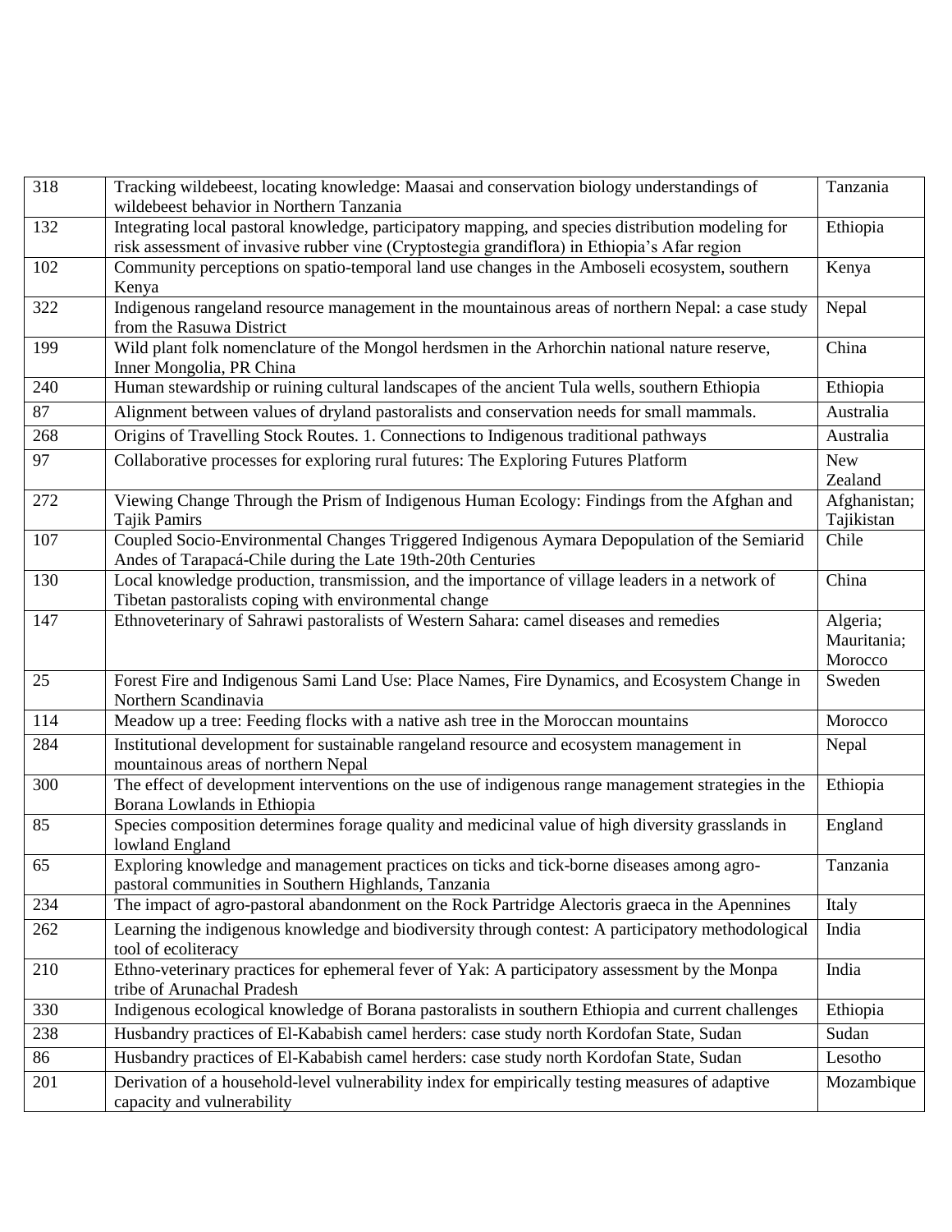| | | |
|---|---|---|
| 318 | Tracking wildebeest, locating knowledge: Maasai and conservation biology understandings of wildebeest behavior in Northern Tanzania | Tanzania |
| 132 | Integrating local pastoral knowledge, participatory mapping, and species distribution modeling for risk assessment of invasive rubber vine (Cryptostegia grandiflora) in Ethiopia's Afar region | Ethiopia |
| 102 | Community perceptions on spatio-temporal land use changes in the Amboseli ecosystem, southern Kenya | Kenya |
| 322 | Indigenous rangeland resource management in the mountainous areas of northern Nepal: a case study from the Rasuwa District | Nepal |
| 199 | Wild plant folk nomenclature of the Mongol herdsmen in the Arhorchin national nature reserve, Inner Mongolia, PR China | China |
| 240 | Human stewardship or ruining cultural landscapes of the ancient Tula wells, southern Ethiopia | Ethiopia |
| 87 | Alignment between values of dryland pastoralists and conservation needs for small mammals. | Australia |
| 268 | Origins of Travelling Stock Routes. 1. Connections to Indigenous traditional pathways | Australia |
| 97 | Collaborative processes for exploring rural futures: The Exploring Futures Platform | New Zealand |
| 272 | Viewing Change Through the Prism of Indigenous Human Ecology: Findings from the Afghan and Tajik Pamirs | Afghanistan; Tajikistan |
| 107 | Coupled Socio-Environmental Changes Triggered Indigenous Aymara Depopulation of the Semiarid Andes of Tarapacá-Chile during the Late 19th-20th Centuries | Chile |
| 130 | Local knowledge production, transmission, and the importance of village leaders in a network of Tibetan pastoralists coping with environmental change | China |
| 147 | Ethnoveterinary of Sahrawi pastoralists of Western Sahara: camel diseases and remedies | Algeria; Mauritania; Morocco |
| 25 | Forest Fire and Indigenous Sami Land Use: Place Names, Fire Dynamics, and Ecosystem Change in Northern Scandinavia | Sweden |
| 114 | Meadow up a tree: Feeding flocks with a native ash tree in the Moroccan mountains | Morocco |
| 284 | Institutional development for sustainable rangeland resource and ecosystem management in mountainous areas of northern Nepal | Nepal |
| 300 | The effect of development interventions on the use of indigenous range management strategies in the Borana Lowlands in Ethiopia | Ethiopia |
| 85 | Species composition determines forage quality and medicinal value of high diversity grasslands in lowland England | England |
| 65 | Exploring knowledge and management practices on ticks and tick-borne diseases among agro-pastoral communities in Southern Highlands, Tanzania | Tanzania |
| 234 | The impact of agro-pastoral abandonment on the Rock Partridge Alectoris graeca in the Apennines | Italy |
| 262 | Learning the indigenous knowledge and biodiversity through contest: A participatory methodological tool of ecoliteracy | India |
| 210 | Ethno-veterinary practices for ephemeral fever of Yak: A participatory assessment by the Monpa tribe of Arunachal Pradesh | India |
| 330 | Indigenous ecological knowledge of Borana pastoralists in southern Ethiopia and current challenges | Ethiopia |
| 238 | Husbandry practices of El-Kababish camel herders: case study north Kordofan State, Sudan | Sudan |
| 86 | Husbandry practices of El-Kababish camel herders: case study north Kordofan State, Sudan | Lesotho |
| 201 | Derivation of a household-level vulnerability index for empirically testing measures of adaptive capacity and vulnerability | Mozambique |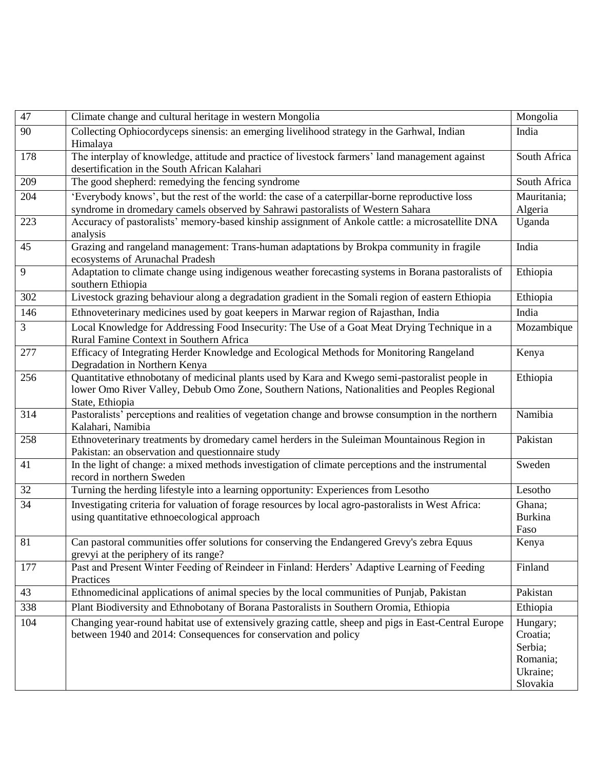| 47 | Climate change and cultural heritage in western Mongolia | Mongolia |
|---|---|---|
| 90 | Collecting Ophiocordyceps sinensis: an emerging livelihood strategy in the Garhwal, Indian Himalaya | India |
| 178 | The interplay of knowledge, attitude and practice of livestock farmers' land management against desertification in the South African Kalahari | South Africa |
| 209 | The good shepherd: remedying the fencing syndrome | South Africa |
| 204 | 'Everybody knows', but the rest of the world: the case of a caterpillar-borne reproductive loss syndrome in dromedary camels observed by Sahrawi pastoralists of Western Sahara | Mauritania; Algeria |
| 223 | Accuracy of pastoralists' memory-based kinship assignment of Ankole cattle: a microsatellite DNA analysis | Uganda |
| 45 | Grazing and rangeland management: Trans-human adaptations by Brokpa community in fragile ecosystems of Arunachal Pradesh | India |
| 9 | Adaptation to climate change using indigenous weather forecasting systems in Borana pastoralists of southern Ethiopia | Ethiopia |
| 302 | Livestock grazing behaviour along a degradation gradient in the Somali region of eastern Ethiopia | Ethiopia |
| 146 | Ethnoveterinary medicines used by goat keepers in Marwar region of Rajasthan, India | India |
| 3 | Local Knowledge for Addressing Food Insecurity: The Use of a Goat Meat Drying Technique in a Rural Famine Context in Southern Africa | Mozambique |
| 277 | Efficacy of Integrating Herder Knowledge and Ecological Methods for Monitoring Rangeland Degradation in Northern Kenya | Kenya |
| 256 | Quantitative ethnobotany of medicinal plants used by Kara and Kwego semi-pastoralist people in lower Omo River Valley, Debub Omo Zone, Southern Nations, Nationalities and Peoples Regional State, Ethiopia | Ethiopia |
| 314 | Pastoralists' perceptions and realities of vegetation change and browse consumption in the northern Kalahari, Namibia | Namibia |
| 258 | Ethnoveterinary treatments by dromedary camel herders in the Suleiman Mountainous Region in Pakistan: an observation and questionnaire study | Pakistan |
| 41 | In the light of change: a mixed methods investigation of climate perceptions and the instrumental record in northern Sweden | Sweden |
| 32 | Turning the herding lifestyle into a learning opportunity: Experiences from Lesotho | Lesotho |
| 34 | Investigating criteria for valuation of forage resources by local agro-pastoralists in West Africa: using quantitative ethnoecological approach | Ghana; Burkina Faso |
| 81 | Can pastoral communities offer solutions for conserving the Endangered Grevy's zebra Equus grevyi at the periphery of its range? | Kenya |
| 177 | Past and Present Winter Feeding of Reindeer in Finland: Herders' Adaptive Learning of Feeding Practices | Finland |
| 43 | Ethnomedicinal applications of animal species by the local communities of Punjab, Pakistan | Pakistan |
| 338 | Plant Biodiversity and Ethnobotany of Borana Pastoralists in Southern Oromia, Ethiopia | Ethiopia |
| 104 | Changing year-round habitat use of extensively grazing cattle, sheep and pigs in East-Central Europe between 1940 and 2014: Consequences for conservation and policy | Hungary; Croatia; Serbia; Romania; Ukraine; Slovakia |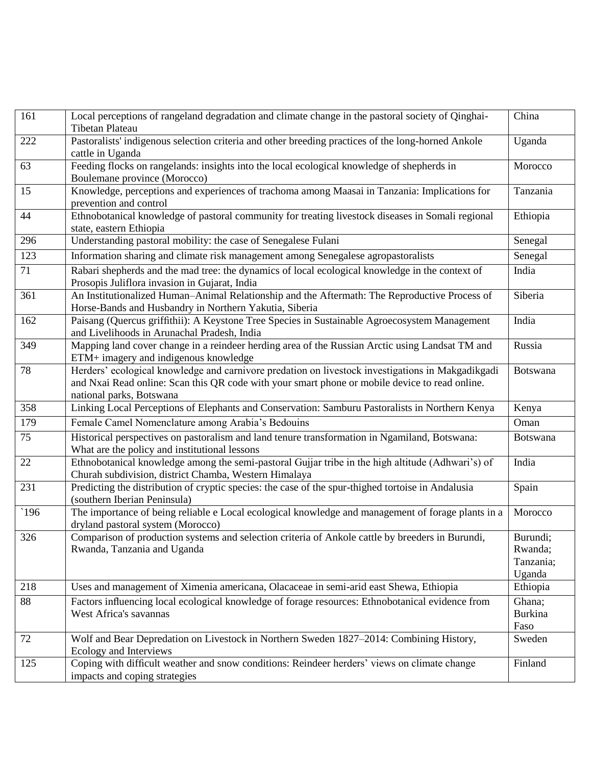| | | |
|---|---|---|
| 161 | Local perceptions of rangeland degradation and climate change in the pastoral society of Qinghai-Tibetan Plateau | China |
| 222 | Pastoralists' indigenous selection criteria and other breeding practices of the long-horned Ankole cattle in Uganda | Uganda |
| 63 | Feeding flocks on rangelands: insights into the local ecological knowledge of shepherds in Boulemane province (Morocco) | Morocco |
| 15 | Knowledge, perceptions and experiences of trachoma among Maasai in Tanzania: Implications for prevention and control | Tanzania |
| 44 | Ethnobotanical knowledge of pastoral community for treating livestock diseases in Somali regional state, eastern Ethiopia | Ethiopia |
| 296 | Understanding pastoral mobility: the case of Senegalese Fulani | Senegal |
| 123 | Information sharing and climate risk management among Senegalese agropastoralists | Senegal |
| 71 | Rabari shepherds and the mad tree: the dynamics of local ecological knowledge in the context of Prosopis Juliflora invasion in Gujarat, India | India |
| 361 | An Institutionalized Human–Animal Relationship and the Aftermath: The Reproductive Process of Horse-Bands and Husbandry in Northern Yakutia, Siberia | Siberia |
| 162 | Paisang (Quercus griffithii): A Keystone Tree Species in Sustainable Agroecosystem Management and Livelihoods in Arunachal Pradesh, India | India |
| 349 | Mapping land cover change in a reindeer herding area of the Russian Arctic using Landsat TM and ETM+ imagery and indigenous knowledge | Russia |
| 78 | Herders' ecological knowledge and carnivore predation on livestock investigations in Makgadikgadi and Nxai Read online: Scan this QR code with your smart phone or mobile device to read online. national parks, Botswana | Botswana |
| 358 | Linking Local Perceptions of Elephants and Conservation: Samburu Pastoralists in Northern Kenya | Kenya |
| 179 | Female Camel Nomenclature among Arabia's Bedouins | Oman |
| 75 | Historical perspectives on pastoralism and land tenure transformation in Ngamiland, Botswana: What are the policy and institutional lessons | Botswana |
| 22 | Ethnobotanical knowledge among the semi-pastoral Gujjar tribe in the high altitude (Adhwari's) of Churah subdivision, district Chamba, Western Himalaya | India |
| 231 | Predicting the distribution of cryptic species: the case of the spur-thighed tortoise in Andalusia (southern Iberian Peninsula) | Spain |
| `196 | The importance of being reliable e Local ecological knowledge and management of forage plants in a dryland pastoral system (Morocco) | Morocco |
| 326 | Comparison of production systems and selection criteria of Ankole cattle by breeders in Burundi, Rwanda, Tanzania and Uganda | Burundi; Rwanda; Tanzania; Uganda |
| 218 | Uses and management of Ximenia americana, Olacaceae in semi-arid east Shewa, Ethiopia | Ethiopia |
| 88 | Factors influencing local ecological knowledge of forage resources: Ethnobotanical evidence from West Africa's savannas | Ghana; Burkina Faso |
| 72 | Wolf and Bear Depredation on Livestock in Northern Sweden 1827–2014: Combining History, Ecology and Interviews | Sweden |
| 125 | Coping with difficult weather and snow conditions: Reindeer herders' views on climate change impacts and coping strategies | Finland |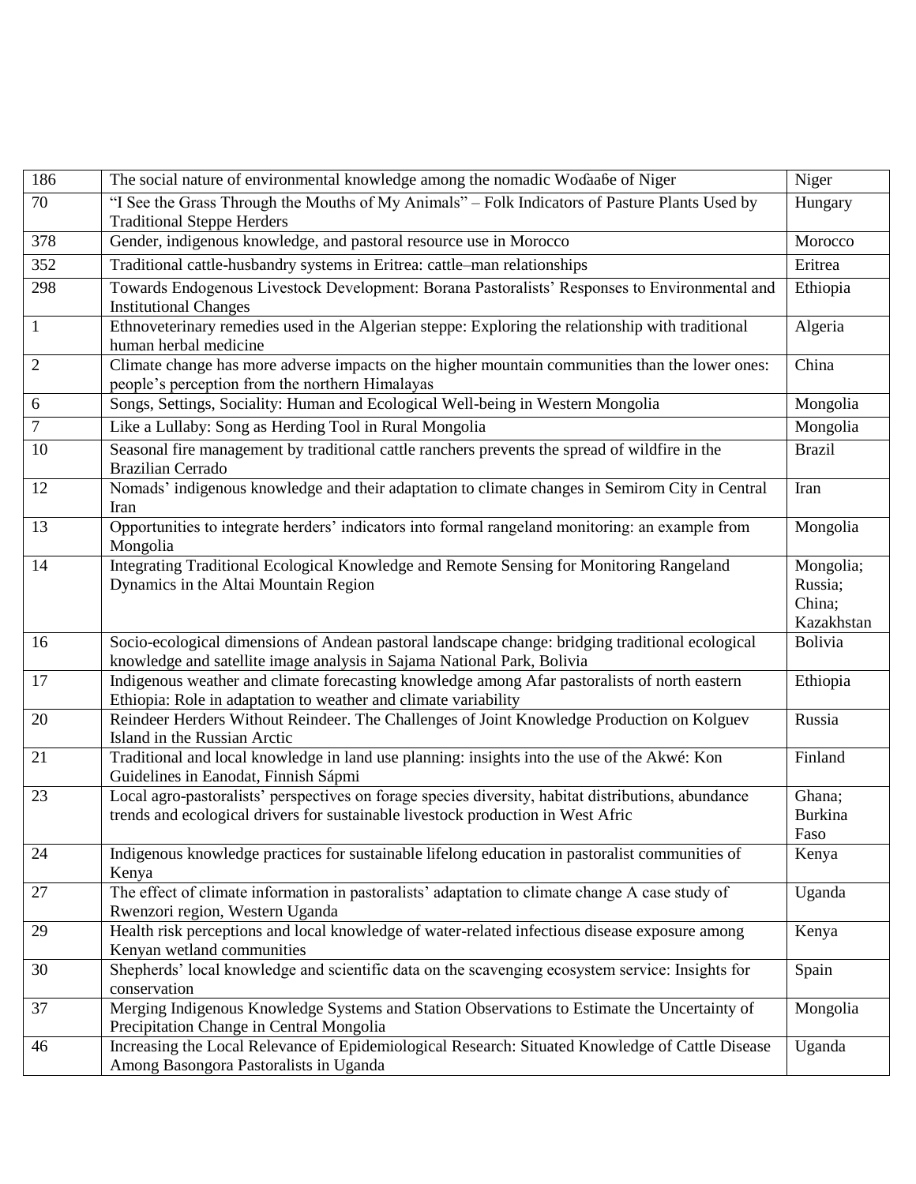| 186 | The social nature of environmental knowledge among the nomadic Woɗaaɓe of Niger | Niger |
|---|---|---|
| 70 | “I See the Grass Through the Mouths of My Animals” – Folk Indicators of Pasture Plants Used by Traditional Steppe Herders | Hungary |
| 378 | Gender, indigenous knowledge, and pastoral resource use in Morocco | Morocco |
| 352 | Traditional cattle-husbandry systems in Eritrea: cattle–man relationships | Eritrea |
| 298 | Towards Endogenous Livestock Development: Borana Pastoralists’ Responses to Environmental and Institutional Changes | Ethiopia |
| 1 | Ethnoveterinary remedies used in the Algerian steppe: Exploring the relationship with traditional human herbal medicine | Algeria |
| 2 | Climate change has more adverse impacts on the higher mountain communities than the lower ones: people’s perception from the northern Himalayas | China |
| 6 | Songs, Settings, Sociality: Human and Ecological Well-being in Western Mongolia | Mongolia |
| 7 | Like a Lullaby: Song as Herding Tool in Rural Mongolia | Mongolia |
| 10 | Seasonal fire management by traditional cattle ranchers prevents the spread of wildfire in the Brazilian Cerrado | Brazil |
| 12 | Nomads’ indigenous knowledge and their adaptation to climate changes in Semirom City in Central Iran | Iran |
| 13 | Opportunities to integrate herders’ indicators into formal rangeland monitoring: an example from Mongolia | Mongolia |
| 14 | Integrating Traditional Ecological Knowledge and Remote Sensing for Monitoring Rangeland Dynamics in the Altai Mountain Region | Mongolia; Russia; China; Kazakhstan |
| 16 | Socio-ecological dimensions of Andean pastoral landscape change: bridging traditional ecological knowledge and satellite image analysis in Sajama National Park, Bolivia | Bolivia |
| 17 | Indigenous weather and climate forecasting knowledge among Afar pastoralists of north eastern Ethiopia: Role in adaptation to weather and climate variability | Ethiopia |
| 20 | Reindeer Herders Without Reindeer. The Challenges of Joint Knowledge Production on Kolguev Island in the Russian Arctic | Russia |
| 21 | Traditional and local knowledge in land use planning: insights into the use of the Akwé: Kon Guidelines in Eanodat, Finnish Sápmi | Finland |
| 23 | Local agro-pastoralists’ perspectives on forage species diversity, habitat distributions, abundance trends and ecological drivers for sustainable livestock production in West Afric | Ghana; Burkina Faso |
| 24 | Indigenous knowledge practices for sustainable lifelong education in pastoralist communities of Kenya | Kenya |
| 27 | The effect of climate information in pastoralists’ adaptation to climate change A case study of Rwenzori region, Western Uganda | Uganda |
| 29 | Health risk perceptions and local knowledge of water-related infectious disease exposure among Kenyan wetland communities | Kenya |
| 30 | Shepherds’ local knowledge and scientific data on the scavenging ecosystem service: Insights for conservation | Spain |
| 37 | Merging Indigenous Knowledge Systems and Station Observations to Estimate the Uncertainty of Precipitation Change in Central Mongolia | Mongolia |
| 46 | Increasing the Local Relevance of Epidemiological Research: Situated Knowledge of Cattle Disease Among Basongora Pastoralists in Uganda | Uganda |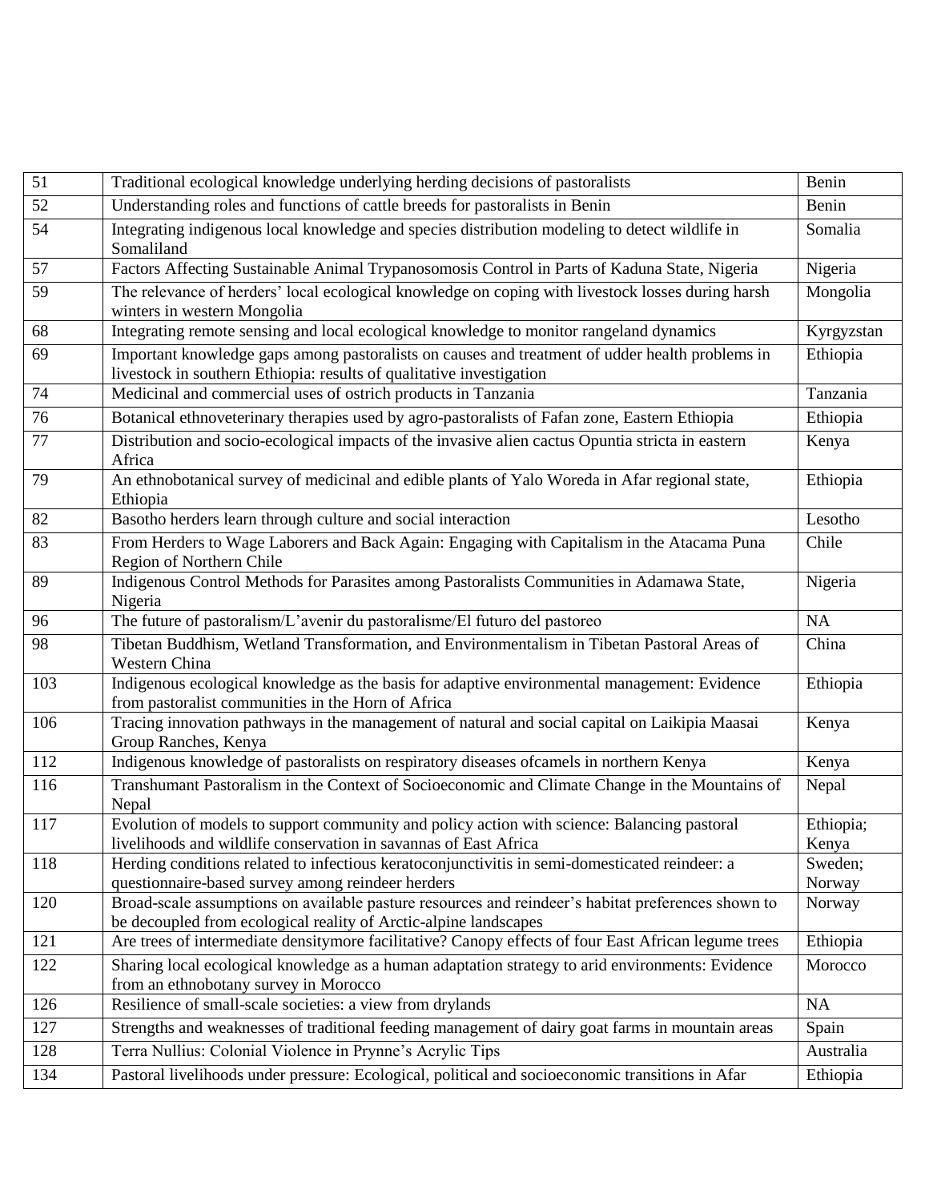| | | |
|---|---|---|
| 51 | Traditional ecological knowledge underlying herding decisions of pastoralists | Benin |
| 52 | Understanding roles and functions of cattle breeds for pastoralists in Benin | Benin |
| 54 | Integrating indigenous local knowledge and species distribution modeling to detect wildlife in Somaliland | Somalia |
| 57 | Factors Affecting Sustainable Animal Trypanosomosis Control in Parts of Kaduna State, Nigeria | Nigeria |
| 59 | The relevance of herders' local ecological knowledge on coping with livestock losses during harsh winters in western Mongolia | Mongolia |
| 68 | Integrating remote sensing and local ecological knowledge to monitor rangeland dynamics | Kyrgyzstan |
| 69 | Important knowledge gaps among pastoralists on causes and treatment of udder health problems in livestock in southern Ethiopia: results of qualitative investigation | Ethiopia |
| 74 | Medicinal and commercial uses of ostrich products in Tanzania | Tanzania |
| 76 | Botanical ethnoveterinary therapies used by agro-pastoralists of Fafan zone, Eastern Ethiopia | Ethiopia |
| 77 | Distribution and socio-ecological impacts of the invasive alien cactus Opuntia stricta in eastern Africa | Kenya |
| 79 | An ethnobotanical survey of medicinal and edible plants of Yalo Woreda in Afar regional state, Ethiopia | Ethiopia |
| 82 | Basotho herders learn through culture and social interaction | Lesotho |
| 83 | From Herders to Wage Laborers and Back Again: Engaging with Capitalism in the Atacama Puna Region of Northern Chile | Chile |
| 89 | Indigenous Control Methods for Parasites among Pastoralists Communities in Adamawa State, Nigeria | Nigeria |
| 96 | The future of pastoralism/L'avenir du pastoralisme/El futuro del pastoreo | NA |
| 98 | Tibetan Buddhism, Wetland Transformation, and Environmentalism in Tibetan Pastoral Areas of Western China | China |
| 103 | Indigenous ecological knowledge as the basis for adaptive environmental management: Evidence from pastoralist communities in the Horn of Africa | Ethiopia |
| 106 | Tracing innovation pathways in the management of natural and social capital on Laikipia Maasai Group Ranches, Kenya | Kenya |
| 112 | Indigenous knowledge of pastoralists on respiratory diseases ofcamels in northern Kenya | Kenya |
| 116 | Transhumant Pastoralism in the Context of Socioeconomic and Climate Change in the Mountains of Nepal | Nepal |
| 117 | Evolution of models to support community and policy action with science: Balancing pastoral livelihoods and wildlife conservation in savannas of East Africa | Ethiopia; Kenya |
| 118 | Herding conditions related to infectious keratoconjunctivitis in semi-domesticated reindeer: a questionnaire-based survey among reindeer herders | Sweden; Norway |
| 120 | Broad-scale assumptions on available pasture resources and reindeer's habitat preferences shown to be decoupled from ecological reality of Arctic-alpine landscapes | Norway |
| 121 | Are trees of intermediate densitymore facilitative? Canopy effects of four East African legume trees | Ethiopia |
| 122 | Sharing local ecological knowledge as a human adaptation strategy to arid environments: Evidence from an ethnobotany survey in Morocco | Morocco |
| 126 | Resilience of small-scale societies: a view from drylands | NA |
| 127 | Strengths and weaknesses of traditional feeding management of dairy goat farms in mountain areas | Spain |
| 128 | Terra Nullius: Colonial Violence in Prynne's Acrylic Tips | Australia |
| 134 | Pastoral livelihoods under pressure: Ecological, political and socioeconomic transitions in Afar | Ethiopia |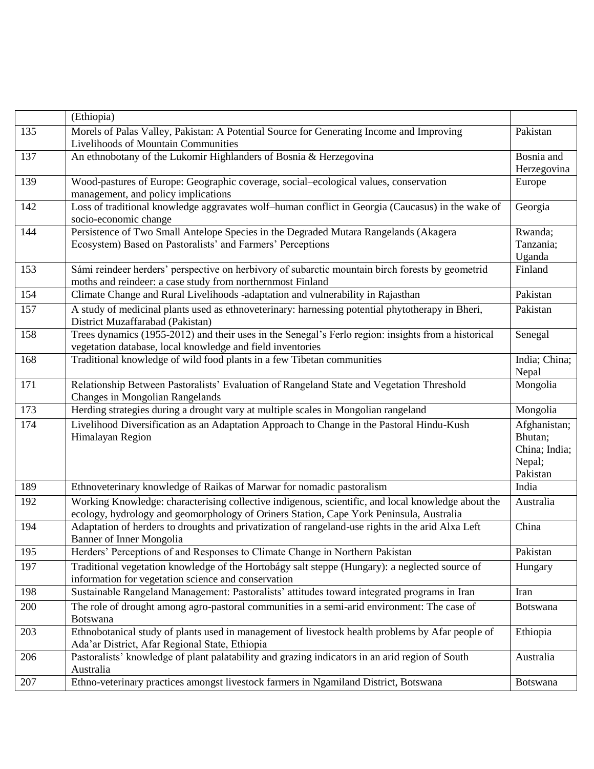| | | |
|---|---|---|
| | (Ethiopia) | |
| 135 | Morels of Palas Valley, Pakistan: A Potential Source for Generating Income and Improving Livelihoods of Mountain Communities | Pakistan |
| 137 | An ethnobotany of the Lukomir Highlanders of Bosnia & Herzegovina | Bosnia and Herzegovina |
| 139 | Wood-pastures of Europe: Geographic coverage, social–ecological values, conservation management, and policy implications | Europe |
| 142 | Loss of traditional knowledge aggravates wolf–human conflict in Georgia (Caucasus) in the wake of socio-economic change | Georgia |
| 144 | Persistence of Two Small Antelope Species in the Degraded Mutara Rangelands (Akagera Ecosystem) Based on Pastoralists' and Farmers' Perceptions | Rwanda; Tanzania; Uganda |
| 153 | Sámi reindeer herders' perspective on herbivory of subarctic mountain birch forests by geometrid moths and reindeer: a case study from northernmost Finland | Finland |
| 154 | Climate Change and Rural Livelihoods -adaptation and vulnerability in Rajasthan | Pakistan |
| 157 | A study of medicinal plants used as ethnoveterinary: harnessing potential phytotherapy in Bheri, District Muzaffarabad (Pakistan) | Pakistan |
| 158 | Trees dynamics (1955-2012) and their uses in the Senegal's Ferlo region: insights from a historical vegetation database, local knowledge and field inventories | Senegal |
| 168 | Traditional knowledge of wild food plants in a few Tibetan communities | India; China; Nepal |
| 171 | Relationship Between Pastoralists' Evaluation of Rangeland State and Vegetation Threshold Changes in Mongolian Rangelands | Mongolia |
| 173 | Herding strategies during a drought vary at multiple scales in Mongolian rangeland | Mongolia |
| 174 | Livelihood Diversification as an Adaptation Approach to Change in the Pastoral Hindu-Kush Himalayan Region | Afghanistan; Bhutan; China; India; Nepal; Pakistan |
| 189 | Ethnoveterinary knowledge of Raikas of Marwar for nomadic pastoralism | India |
| 192 | Working Knowledge: characterising collective indigenous, scientific, and local knowledge about the ecology, hydrology and geomorphology of Oriners Station, Cape York Peninsula, Australia | Australia |
| 194 | Adaptation of herders to droughts and privatization of rangeland-use rights in the arid Alxa Left Banner of Inner Mongolia | China |
| 195 | Herders' Perceptions of and Responses to Climate Change in Northern Pakistan | Pakistan |
| 197 | Traditional vegetation knowledge of the Hortobágy salt steppe (Hungary): a neglected source of information for vegetation science and conservation | Hungary |
| 198 | Sustainable Rangeland Management: Pastoralists' attitudes toward integrated programs in Iran | Iran |
| 200 | The role of drought among agro-pastoral communities in a semi-arid environment: The case of Botswana | Botswana |
| 203 | Ethnobotanical study of plants used in management of livestock health problems by Afar people of Ada'ar District, Afar Regional State, Ethiopia | Ethiopia |
| 206 | Pastoralists' knowledge of plant palatability and grazing indicators in an arid region of South Australia | Australia |
| 207 | Ethno-veterinary practices amongst livestock farmers in Ngamiland District, Botswana | Botswana |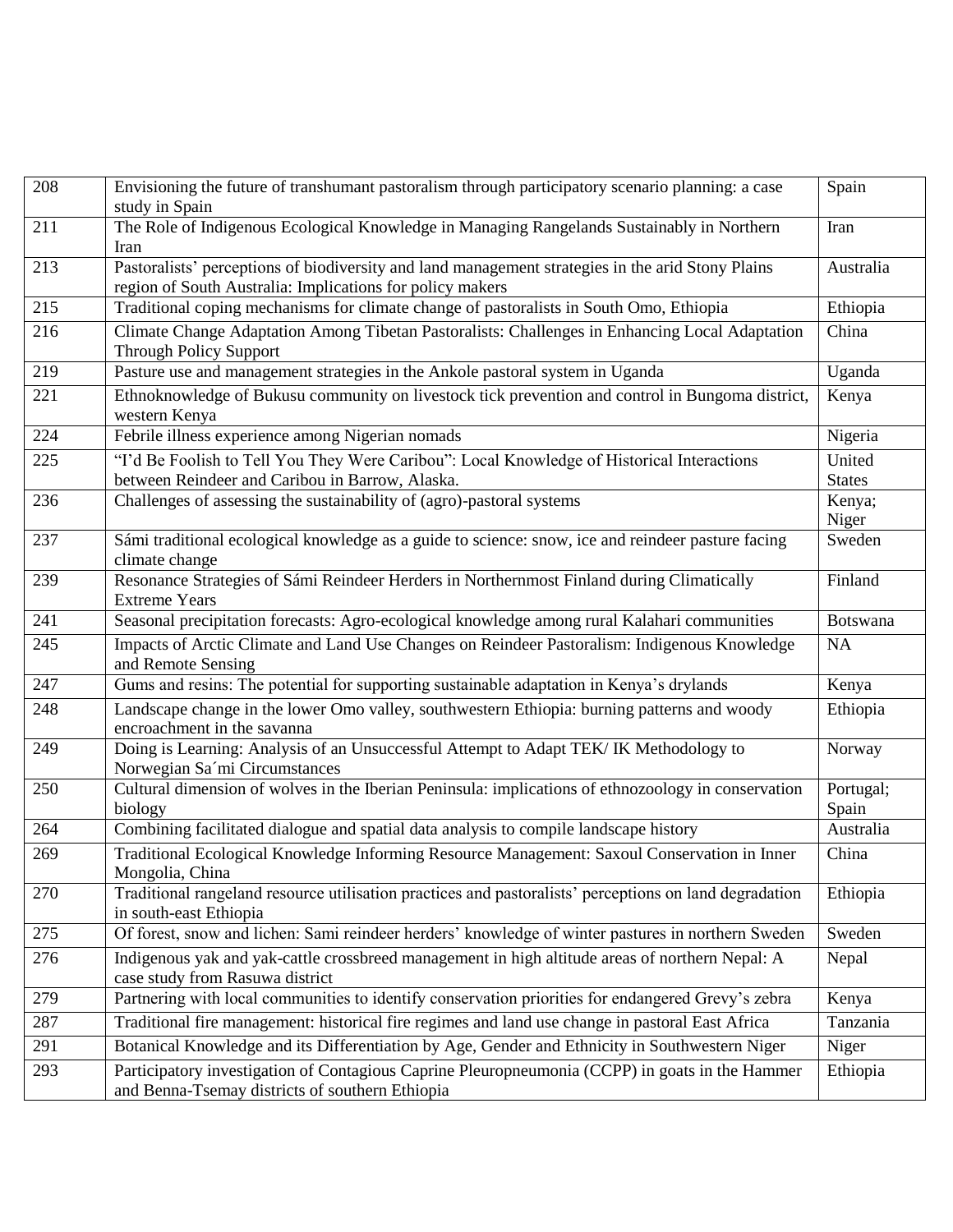| | | |
|---|---|---|
| 208 | Envisioning the future of transhumant pastoralism through participatory scenario planning: a case study in Spain | Spain |
| 211 | The Role of Indigenous Ecological Knowledge in Managing Rangelands Sustainably in Northern Iran | Iran |
| 213 | Pastoralists' perceptions of biodiversity and land management strategies in the arid Stony Plains region of South Australia: Implications for policy makers | Australia |
| 215 | Traditional coping mechanisms for climate change of pastoralists in South Omo, Ethiopia | Ethiopia |
| 216 | Climate Change Adaptation Among Tibetan Pastoralists: Challenges in Enhancing Local Adaptation Through Policy Support | China |
| 219 | Pasture use and management strategies in the Ankole pastoral system in Uganda | Uganda |
| 221 | Ethnoknowledge of Bukusu community on livestock tick prevention and control in Bungoma district, western Kenya | Kenya |
| 224 | Febrile illness experience among Nigerian nomads | Nigeria |
| 225 | "I'd Be Foolish to Tell You They Were Caribou": Local Knowledge of Historical Interactions between Reindeer and Caribou in Barrow, Alaska. | United States |
| 236 | Challenges of assessing the sustainability of (agro)-pastoral systems | Kenya; Niger |
| 237 | Sámi traditional ecological knowledge as a guide to science: snow, ice and reindeer pasture facing climate change | Sweden |
| 239 | Resonance Strategies of Sámi Reindeer Herders in Northernmost Finland during Climatically Extreme Years | Finland |
| 241 | Seasonal precipitation forecasts: Agro-ecological knowledge among rural Kalahari communities | Botswana |
| 245 | Impacts of Arctic Climate and Land Use Changes on Reindeer Pastoralism: Indigenous Knowledge and Remote Sensing | NA |
| 247 | Gums and resins: The potential for supporting sustainable adaptation in Kenya's drylands | Kenya |
| 248 | Landscape change in the lower Omo valley, southwestern Ethiopia: burning patterns and woody encroachment in the savanna | Ethiopia |
| 249 | Doing is Learning: Analysis of an Unsuccessful Attempt to Adapt TEK/ IK Methodology to Norwegian Sa´mi Circumstances | Norway |
| 250 | Cultural dimension of wolves in the Iberian Peninsula: implications of ethnozoology in conservation biology | Portugal; Spain |
| 264 | Combining facilitated dialogue and spatial data analysis to compile landscape history | Australia |
| 269 | Traditional Ecological Knowledge Informing Resource Management: Saxoul Conservation in Inner Mongolia, China | China |
| 270 | Traditional rangeland resource utilisation practices and pastoralists' perceptions on land degradation in south-east Ethiopia | Ethiopia |
| 275 | Of forest, snow and lichen: Sami reindeer herders' knowledge of winter pastures in northern Sweden | Sweden |
| 276 | Indigenous yak and yak-cattle crossbreed management in high altitude areas of northern Nepal: A case study from Rasuwa district | Nepal |
| 279 | Partnering with local communities to identify conservation priorities for endangered Grevy's zebra | Kenya |
| 287 | Traditional fire management: historical fire regimes and land use change in pastoral East Africa | Tanzania |
| 291 | Botanical Knowledge and its Differentiation by Age, Gender and Ethnicity in Southwestern Niger | Niger |
| 293 | Participatory investigation of Contagious Caprine Pleuropneumonia (CCPP) in goats in the Hammer and Benna-Tsemay districts of southern Ethiopia | Ethiopia |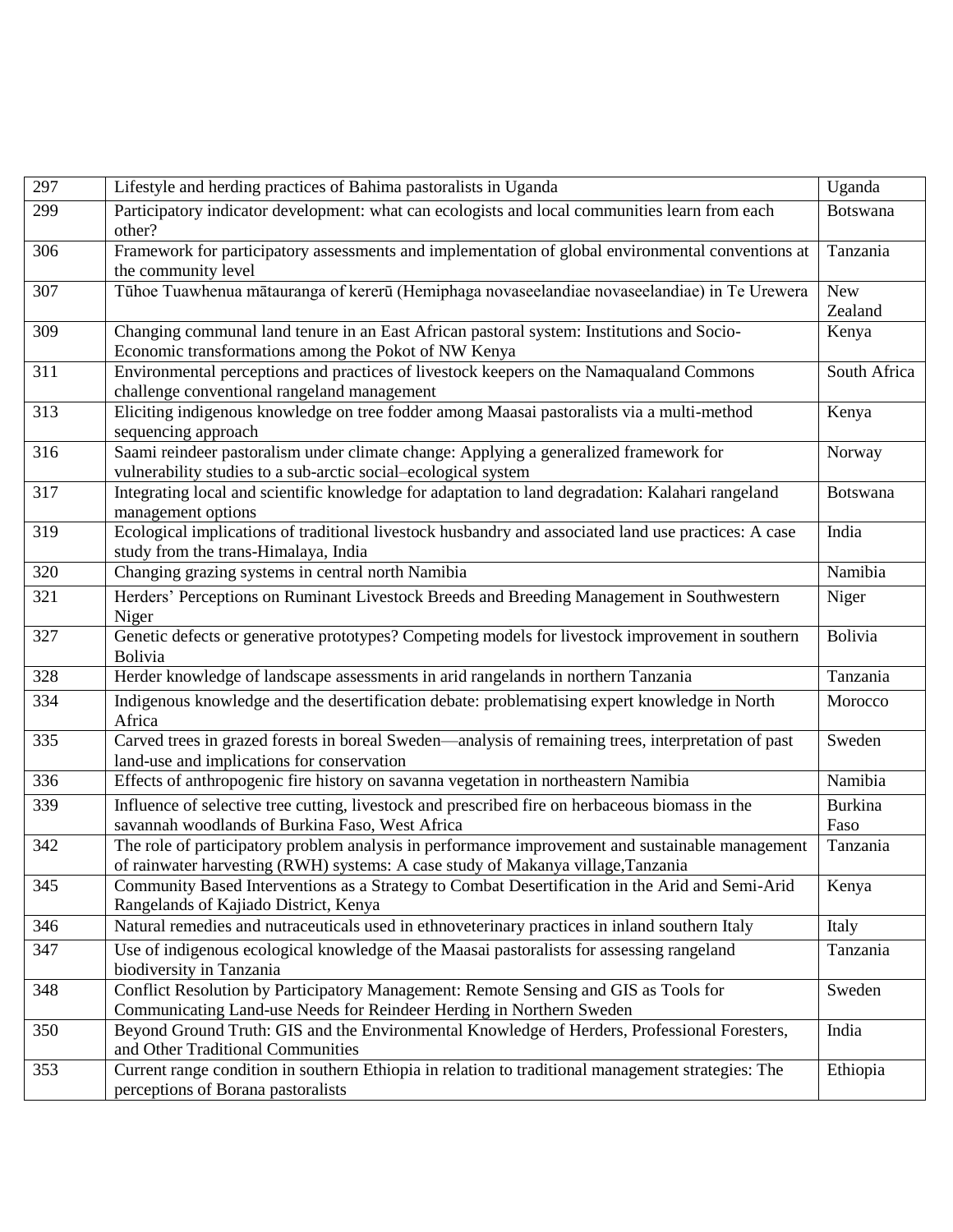| 297 | Lifestyle and herding practices of Bahima pastoralists in Uganda | Uganda |
|---|---|---|
| 299 | Participatory indicator development: what can ecologists and local communities learn from each other? | Botswana |
| 306 | Framework for participatory assessments and implementation of global environmental conventions at the community level | Tanzania |
| 307 | Tūhoe Tuawhenua mātauranga of kererū (Hemiphaga novaseelandiae novaseelandiae) in Te Urewera | New Zealand |
| 309 | Changing communal land tenure in an East African pastoral system: Institutions and Socio-Economic transformations among the Pokot of NW Kenya | Kenya |
| 311 | Environmental perceptions and practices of livestock keepers on the Namaqualand Commons challenge conventional rangeland management | South Africa |
| 313 | Eliciting indigenous knowledge on tree fodder among Maasai pastoralists via a multi-method sequencing approach | Kenya |
| 316 | Saami reindeer pastoralism under climate change: Applying a generalized framework for vulnerability studies to a sub-arctic social–ecological system | Norway |
| 317 | Integrating local and scientific knowledge for adaptation to land degradation: Kalahari rangeland management options | Botswana |
| 319 | Ecological implications of traditional livestock husbandry and associated land use practices: A case study from the trans-Himalaya, India | India |
| 320 | Changing grazing systems in central north Namibia | Namibia |
| 321 | Herders' Perceptions on Ruminant Livestock Breeds and Breeding Management in Southwestern Niger | Niger |
| 327 | Genetic defects or generative prototypes? Competing models for livestock improvement in southern Bolivia | Bolivia |
| 328 | Herder knowledge of landscape assessments in arid rangelands in northern Tanzania | Tanzania |
| 334 | Indigenous knowledge and the desertification debate: problematising expert knowledge in North Africa | Morocco |
| 335 | Carved trees in grazed forests in boreal Sweden—analysis of remaining trees, interpretation of past land-use and implications for conservation | Sweden |
| 336 | Effects of anthropogenic fire history on savanna vegetation in northeastern Namibia | Namibia |
| 339 | Influence of selective tree cutting, livestock and prescribed fire on herbaceous biomass in the savannah woodlands of Burkina Faso, West Africa | Burkina Faso |
| 342 | The role of participatory problem analysis in performance improvement and sustainable management of rainwater harvesting (RWH) systems: A case study of Makanya village,Tanzania | Tanzania |
| 345 | Community Based Interventions as a Strategy to Combat Desertification in the Arid and Semi-Arid Rangelands of Kajiado District, Kenya | Kenya |
| 346 | Natural remedies and nutraceuticals used in ethnoveterinary practices in inland southern Italy | Italy |
| 347 | Use of indigenous ecological knowledge of the Maasai pastoralists for assessing rangeland biodiversity in Tanzania | Tanzania |
| 348 | Conflict Resolution by Participatory Management: Remote Sensing and GIS as Tools for Communicating Land-use Needs for Reindeer Herding in Northern Sweden | Sweden |
| 350 | Beyond Ground Truth: GIS and the Environmental Knowledge of Herders, Professional Foresters, and Other Traditional Communities | India |
| 353 | Current range condition in southern Ethiopia in relation to traditional management strategies: The perceptions of Borana pastoralists | Ethiopia |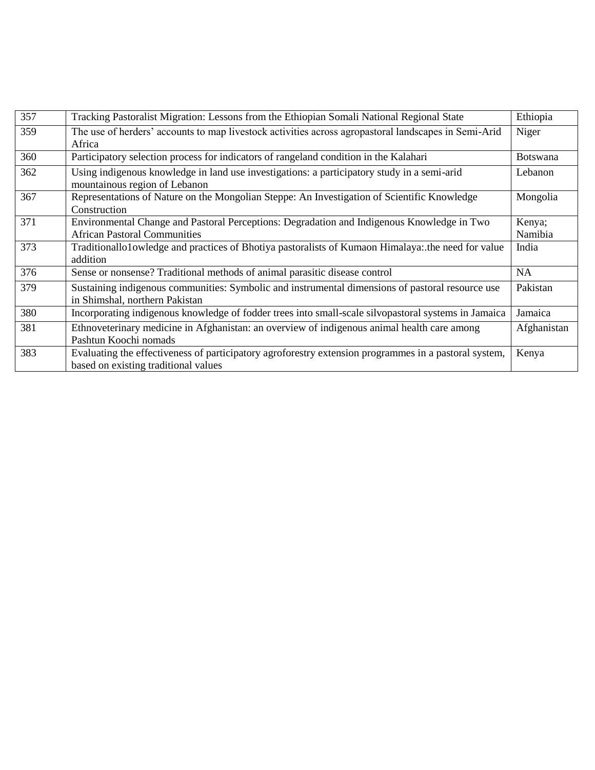| 357 | Tracking Pastoralist Migration: Lessons from the Ethiopian Somali National Regional State | Ethiopia |
|---|---|---|
| 359 | The use of herders' accounts to map livestock activities across agropastoral landscapes in Semi-Arid Africa | Niger |
| 360 | Participatory selection process for indicators of rangeland condition in the Kalahari | Botswana |
| 362 | Using indigenous knowledge in land use investigations: a participatory study in a semi-arid mountainous region of Lebanon | Lebanon |
| 367 | Representations of Nature on the Mongolian Steppe: An Investigation of Scientific Knowledge Construction | Mongolia |
| 371 | Environmental Change and Pastoral Perceptions: Degradation and Indigenous Knowledge in Two African Pastoral Communities | Kenya; Namibia |
| 373 | Traditionallo1owledge and practices of Bhotiya pastoralists of Kumaon Himalaya:.the need for value addition | India |
| 376 | Sense or nonsense? Traditional methods of animal parasitic disease control | NA |
| 379 | Sustaining indigenous communities: Symbolic and instrumental dimensions of pastoral resource use in Shimshal, northern Pakistan | Pakistan |
| 380 | Incorporating indigenous knowledge of fodder trees into small-scale silvopastoral systems in Jamaica | Jamaica |
| 381 | Ethnoveterinary medicine in Afghanistan: an overview of indigenous animal health care among Pashtun Koochi nomads | Afghanistan |
| 383 | Evaluating the effectiveness of participatory agroforestry extension programmes in a pastoral system, based on existing traditional values | Kenya |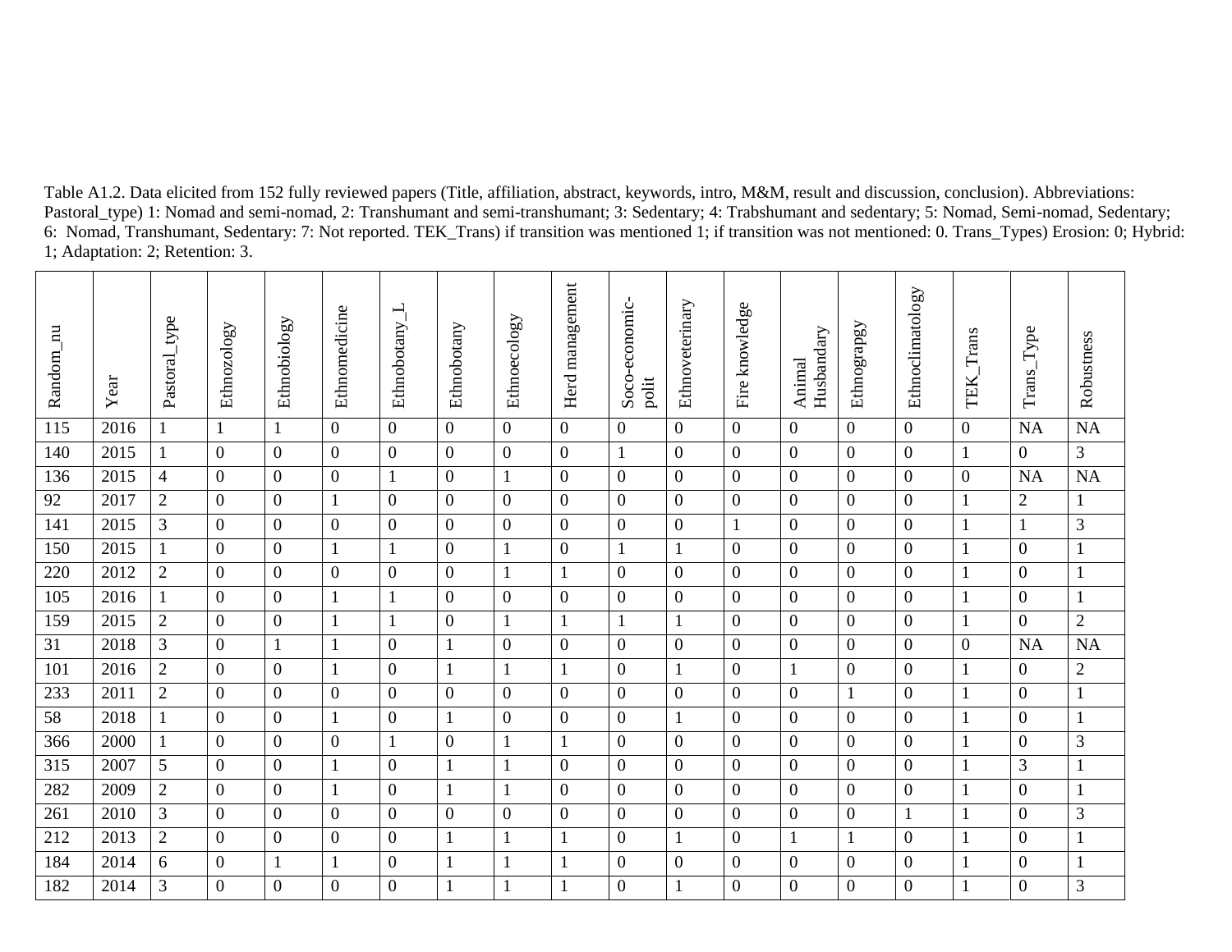Table A1.2. Data elicited from 152 fully reviewed papers (Title, affiliation, abstract, keywords, intro, M&M, result and discussion, conclusion). Abbreviations: Pastoral_type) 1: Nomad and semi-nomad, 2: Transhumant and semi-transhumant; 3: Sedentary; 4: Trabshumant and sedentary; 5: Nomad, Semi-nomad, Sedentary; 6: Nomad, Transhumant, Sedentary: 7: Not reported. TEK_Trans) if transition was mentioned 1; if transition was not mentioned: 0. Trans_Types) Erosion: 0; Hybrid: 1; Adaptation: 2; Retention: 3.

| Random_nu | Year | Pastoral_type | Ethnozology | Ethnobiology | Ethnomedicine | Ethnobotany_L | Ethnobotany | Ethnoecology | Herd management | Soco-economic-polit | Ethnoveterinary | Fire knowledge | Animal Husbandary | Ethnograpgy | Ethnoclimatology | TEK_Trans | Trans_Type | Robustness |
|---|---|---|---|---|---|---|---|---|---|---|---|---|---|---|---|---|---|---|
| 115 | 2016 | 1 | 1 | 1 | 0 | 0 | 0 | 0 | 0 | 0 | 0 | 0 | 0 | 0 | 0 | 0 | NA | NA |
| 140 | 2015 | 1 | 0 | 0 | 0 | 0 | 0 | 0 | 0 | 1 | 0 | 0 | 0 | 0 | 0 | 1 | 0 | 3 |
| 136 | 2015 | 4 | 0 | 0 | 0 | 1 | 0 | 1 | 0 | 0 | 0 | 0 | 0 | 0 | 0 | 0 | NA | NA |
| 92 | 2017 | 2 | 0 | 0 | 1 | 0 | 0 | 0 | 0 | 0 | 0 | 0 | 0 | 0 | 0 | 1 | 2 | 1 |
| 141 | 2015 | 3 | 0 | 0 | 0 | 0 | 0 | 0 | 0 | 0 | 0 | 1 | 0 | 0 | 0 | 1 | 1 | 3 |
| 150 | 2015 | 1 | 0 | 0 | 1 | 1 | 0 | 1 | 0 | 1 | 1 | 0 | 0 | 0 | 0 | 1 | 0 | 1 |
| 220 | 2012 | 2 | 0 | 0 | 0 | 0 | 0 | 1 | 1 | 0 | 0 | 0 | 0 | 0 | 0 | 1 | 0 | 1 |
| 105 | 2016 | 1 | 0 | 0 | 1 | 1 | 0 | 0 | 0 | 0 | 0 | 0 | 0 | 0 | 0 | 1 | 0 | 1 |
| 159 | 2015 | 2 | 0 | 0 | 1 | 1 | 0 | 1 | 1 | 1 | 1 | 0 | 0 | 0 | 0 | 1 | 0 | 2 |
| 31 | 2018 | 3 | 0 | 1 | 1 | 0 | 1 | 0 | 0 | 0 | 0 | 0 | 0 | 0 | 0 | 0 | NA | NA |
| 101 | 2016 | 2 | 0 | 0 | 1 | 0 | 1 | 1 | 1 | 0 | 1 | 0 | 1 | 0 | 0 | 1 | 0 | 2 |
| 233 | 2011 | 2 | 0 | 0 | 0 | 0 | 0 | 0 | 0 | 0 | 0 | 0 | 0 | 1 | 0 | 1 | 0 | 1 |
| 58 | 2018 | 1 | 0 | 0 | 1 | 0 | 1 | 0 | 0 | 0 | 1 | 0 | 0 | 0 | 0 | 1 | 0 | 1 |
| 366 | 2000 | 1 | 0 | 0 | 0 | 1 | 0 | 1 | 1 | 0 | 0 | 0 | 0 | 0 | 0 | 1 | 0 | 3 |
| 315 | 2007 | 5 | 0 | 0 | 1 | 0 | 1 | 1 | 0 | 0 | 0 | 0 | 0 | 0 | 0 | 1 | 3 | 1 |
| 282 | 2009 | 2 | 0 | 0 | 1 | 0 | 1 | 1 | 0 | 0 | 0 | 0 | 0 | 0 | 0 | 1 | 0 | 1 |
| 261 | 2010 | 3 | 0 | 0 | 0 | 0 | 0 | 0 | 0 | 0 | 0 | 0 | 0 | 0 | 1 | 1 | 0 | 3 |
| 212 | 2013 | 2 | 0 | 0 | 0 | 0 | 1 | 1 | 1 | 0 | 1 | 0 | 1 | 1 | 0 | 1 | 0 | 1 |
| 184 | 2014 | 6 | 0 | 1 | 1 | 0 | 1 | 1 | 1 | 0 | 0 | 0 | 0 | 0 | 0 | 1 | 0 | 1 |
| 182 | 2014 | 3 | 0 | 0 | 0 | 0 | 1 | 1 | 1 | 0 | 1 | 0 | 0 | 0 | 0 | 1 | 0 | 3 |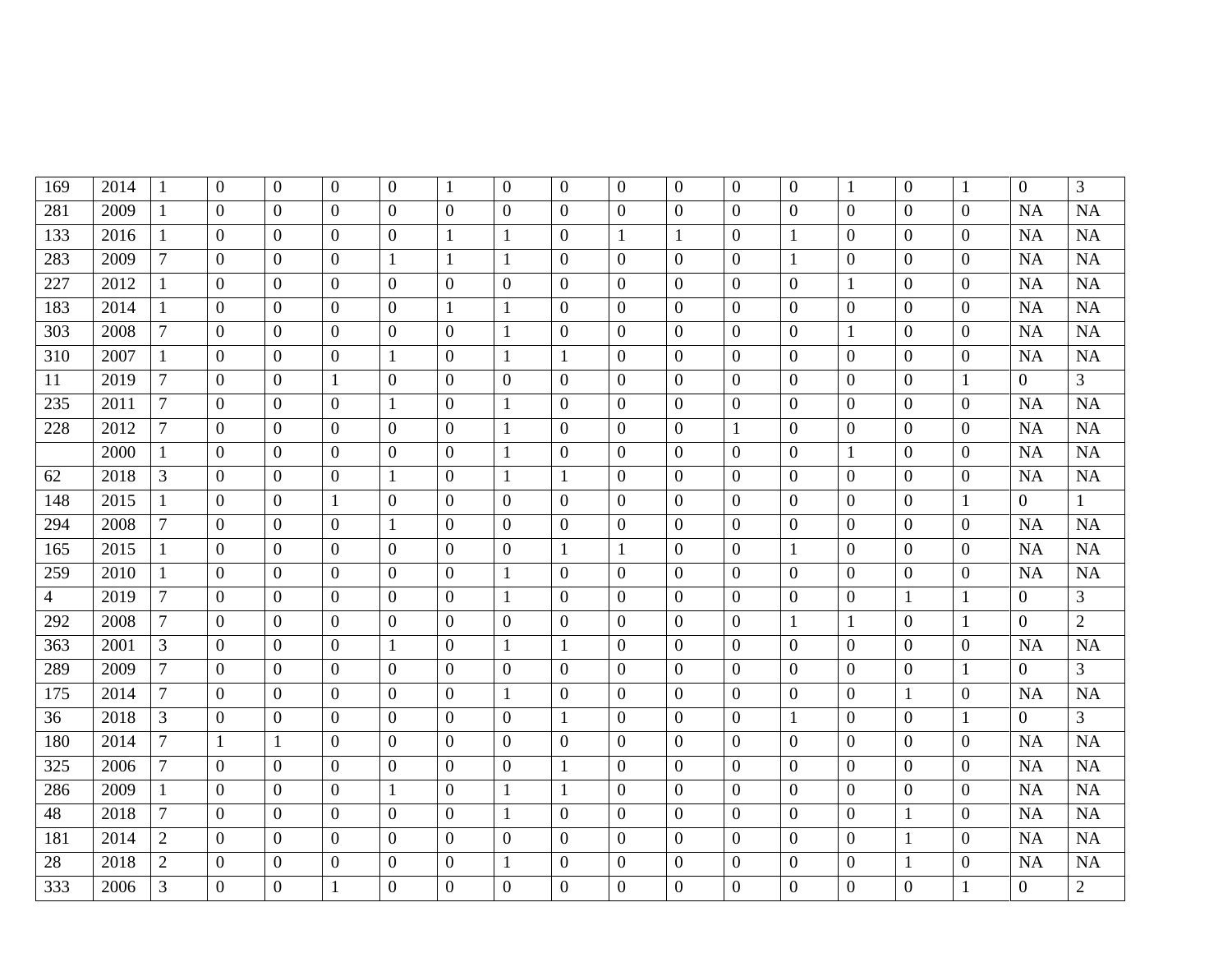| | | | | | | | | | | | | | | | | | | |
|---|---|---|---|---|---|---|---|---|---|---|---|---|---|---|---|---|---|---|
| 169 | 2014 | 1 | 0 | 0 | 0 | 0 | 1 | 0 | 0 | 0 | 0 | 0 | 0 | 1 | 0 | 1 | 0 | 3 |
| 281 | 2009 | 1 | 0 | 0 | 0 | 0 | 0 | 0 | 0 | 0 | 0 | 0 | 0 | 0 | 0 | 0 | NA | NA |
| 133 | 2016 | 1 | 0 | 0 | 0 | 0 | 1 | 1 | 0 | 1 | 1 | 0 | 1 | 0 | 0 | 0 | NA | NA |
| 283 | 2009 | 7 | 0 | 0 | 0 | 1 | 1 | 1 | 0 | 0 | 0 | 0 | 1 | 0 | 0 | 0 | NA | NA |
| 227 | 2012 | 1 | 0 | 0 | 0 | 0 | 0 | 0 | 0 | 0 | 0 | 0 | 0 | 1 | 0 | 0 | NA | NA |
| 183 | 2014 | 1 | 0 | 0 | 0 | 0 | 1 | 1 | 0 | 0 | 0 | 0 | 0 | 0 | 0 | 0 | NA | NA |
| 303 | 2008 | 7 | 0 | 0 | 0 | 0 | 0 | 1 | 0 | 0 | 0 | 0 | 0 | 1 | 0 | 0 | NA | NA |
| 310 | 2007 | 1 | 0 | 0 | 0 | 1 | 0 | 1 | 1 | 0 | 0 | 0 | 0 | 0 | 0 | 0 | NA | NA |
| 11 | 2019 | 7 | 0 | 0 | 1 | 0 | 0 | 0 | 0 | 0 | 0 | 0 | 0 | 0 | 0 | 1 | 0 | 3 |
| 235 | 2011 | 7 | 0 | 0 | 0 | 1 | 0 | 1 | 0 | 0 | 0 | 0 | 0 | 0 | 0 | 0 | NA | NA |
| 228 | 2012 | 7 | 0 | 0 | 0 | 0 | 0 | 1 | 0 | 0 | 0 | 1 | 0 | 0 | 0 | 0 | NA | NA |
| | 2000 | 1 | 0 | 0 | 0 | 0 | 0 | 1 | 0 | 0 | 0 | 0 | 0 | 1 | 0 | 0 | NA | NA |
| 62 | 2018 | 3 | 0 | 0 | 0 | 1 | 0 | 1 | 1 | 0 | 0 | 0 | 0 | 0 | 0 | 0 | NA | NA |
| 148 | 2015 | 1 | 0 | 0 | 1 | 0 | 0 | 0 | 0 | 0 | 0 | 0 | 0 | 0 | 0 | 1 | 0 | 1 |
| 294 | 2008 | 7 | 0 | 0 | 0 | 1 | 0 | 0 | 0 | 0 | 0 | 0 | 0 | 0 | 0 | 0 | NA | NA |
| 165 | 2015 | 1 | 0 | 0 | 0 | 0 | 0 | 0 | 1 | 1 | 0 | 0 | 1 | 0 | 0 | 0 | NA | NA |
| 259 | 2010 | 1 | 0 | 0 | 0 | 0 | 0 | 1 | 0 | 0 | 0 | 0 | 0 | 0 | 0 | 0 | NA | NA |
| 4 | 2019 | 7 | 0 | 0 | 0 | 0 | 0 | 1 | 0 | 0 | 0 | 0 | 0 | 0 | 1 | 1 | 0 | 3 |
| 292 | 2008 | 7 | 0 | 0 | 0 | 0 | 0 | 0 | 0 | 0 | 0 | 0 | 1 | 1 | 0 | 1 | 0 | 2 |
| 363 | 2001 | 3 | 0 | 0 | 0 | 1 | 0 | 1 | 1 | 0 | 0 | 0 | 0 | 0 | 0 | 0 | NA | NA |
| 289 | 2009 | 7 | 0 | 0 | 0 | 0 | 0 | 0 | 0 | 0 | 0 | 0 | 0 | 0 | 0 | 1 | 0 | 3 |
| 175 | 2014 | 7 | 0 | 0 | 0 | 0 | 0 | 1 | 0 | 0 | 0 | 0 | 0 | 0 | 1 | 0 | NA | NA |
| 36 | 2018 | 3 | 0 | 0 | 0 | 0 | 0 | 0 | 1 | 0 | 0 | 0 | 1 | 0 | 0 | 1 | 0 | 3 |
| 180 | 2014 | 7 | 1 | 1 | 0 | 0 | 0 | 0 | 0 | 0 | 0 | 0 | 0 | 0 | 0 | 0 | NA | NA |
| 325 | 2006 | 7 | 0 | 0 | 0 | 0 | 0 | 0 | 1 | 0 | 0 | 0 | 0 | 0 | 0 | 0 | NA | NA |
| 286 | 2009 | 1 | 0 | 0 | 0 | 1 | 0 | 1 | 1 | 0 | 0 | 0 | 0 | 0 | 0 | 0 | NA | NA |
| 48 | 2018 | 7 | 0 | 0 | 0 | 0 | 0 | 1 | 0 | 0 | 0 | 0 | 0 | 0 | 1 | 0 | NA | NA |
| 181 | 2014 | 2 | 0 | 0 | 0 | 0 | 0 | 0 | 0 | 0 | 0 | 0 | 0 | 0 | 1 | 0 | NA | NA |
| 28 | 2018 | 2 | 0 | 0 | 0 | 0 | 0 | 1 | 0 | 0 | 0 | 0 | 0 | 0 | 1 | 0 | NA | NA |
| 333 | 2006 | 3 | 0 | 0 | 1 | 0 | 0 | 0 | 0 | 0 | 0 | 0 | 0 | 0 | 0 | 1 | 0 | 2 |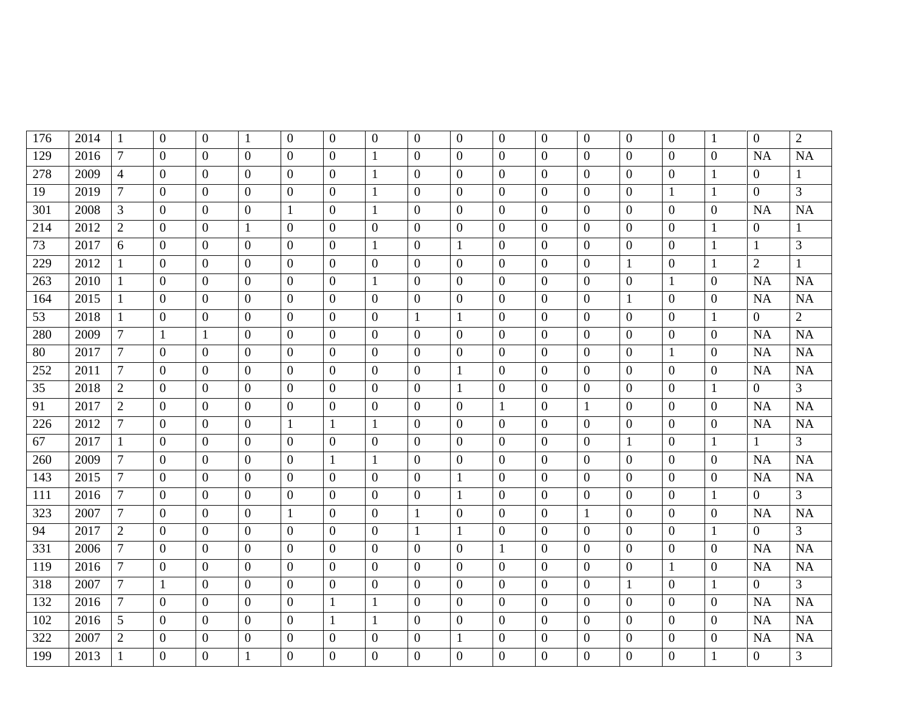| | | | | | | | | | | | | | | | | | | |
|---|---|---|---|---|---|---|---|---|---|---|---|---|---|---|---|---|---|---|
| 176 | 2014 | 1 | 0 | 0 | 1 | 0 | 0 | 0 | 0 | 0 | 0 | 0 | 0 | 0 | 0 | 1 | 0 | 2 |
| 129 | 2016 | 7 | 0 | 0 | 0 | 0 | 0 | 1 | 0 | 0 | 0 | 0 | 0 | 0 | 0 | 0 | NA | NA |
| 278 | 2009 | 4 | 0 | 0 | 0 | 0 | 0 | 1 | 0 | 0 | 0 | 0 | 0 | 0 | 0 | 1 | 0 | 1 |
| 19 | 2019 | 7 | 0 | 0 | 0 | 0 | 0 | 1 | 0 | 0 | 0 | 0 | 0 | 0 | 1 | 1 | 0 | 3 |
| 301 | 2008 | 3 | 0 | 0 | 0 | 1 | 0 | 1 | 0 | 0 | 0 | 0 | 0 | 0 | 0 | 0 | NA | NA |
| 214 | 2012 | 2 | 0 | 0 | 1 | 0 | 0 | 0 | 0 | 0 | 0 | 0 | 0 | 0 | 0 | 1 | 0 | 1 |
| 73 | 2017 | 6 | 0 | 0 | 0 | 0 | 0 | 1 | 0 | 1 | 0 | 0 | 0 | 0 | 0 | 1 | 1 | 3 |
| 229 | 2012 | 1 | 0 | 0 | 0 | 0 | 0 | 0 | 0 | 0 | 0 | 0 | 0 | 1 | 0 | 1 | 2 | 1 |
| 263 | 2010 | 1 | 0 | 0 | 0 | 0 | 0 | 1 | 0 | 0 | 0 | 0 | 0 | 0 | 1 | 0 | NA | NA |
| 164 | 2015 | 1 | 0 | 0 | 0 | 0 | 0 | 0 | 0 | 0 | 0 | 0 | 0 | 1 | 0 | 0 | NA | NA |
| 53 | 2018 | 1 | 0 | 0 | 0 | 0 | 0 | 0 | 1 | 1 | 0 | 0 | 0 | 0 | 0 | 1 | 0 | 2 |
| 280 | 2009 | 7 | 1 | 1 | 0 | 0 | 0 | 0 | 0 | 0 | 0 | 0 | 0 | 0 | 0 | 0 | NA | NA |
| 80 | 2017 | 7 | 0 | 0 | 0 | 0 | 0 | 0 | 0 | 0 | 0 | 0 | 0 | 0 | 1 | 0 | NA | NA |
| 252 | 2011 | 7 | 0 | 0 | 0 | 0 | 0 | 0 | 0 | 1 | 0 | 0 | 0 | 0 | 0 | 0 | NA | NA |
| 35 | 2018 | 2 | 0 | 0 | 0 | 0 | 0 | 0 | 0 | 1 | 0 | 0 | 0 | 0 | 0 | 1 | 0 | 3 |
| 91 | 2017 | 2 | 0 | 0 | 0 | 0 | 0 | 0 | 0 | 0 | 1 | 0 | 1 | 0 | 0 | 0 | NA | NA |
| 226 | 2012 | 7 | 0 | 0 | 0 | 1 | 1 | 1 | 0 | 0 | 0 | 0 | 0 | 0 | 0 | 0 | NA | NA |
| 67 | 2017 | 1 | 0 | 0 | 0 | 0 | 0 | 0 | 0 | 0 | 0 | 0 | 0 | 1 | 0 | 1 | 1 | 3 |
| 260 | 2009 | 7 | 0 | 0 | 0 | 0 | 1 | 1 | 0 | 0 | 0 | 0 | 0 | 0 | 0 | 0 | NA | NA |
| 143 | 2015 | 7 | 0 | 0 | 0 | 0 | 0 | 0 | 0 | 1 | 0 | 0 | 0 | 0 | 0 | 0 | NA | NA |
| 111 | 2016 | 7 | 0 | 0 | 0 | 0 | 0 | 0 | 0 | 1 | 0 | 0 | 0 | 0 | 0 | 1 | 0 | 3 |
| 323 | 2007 | 7 | 0 | 0 | 0 | 1 | 0 | 0 | 1 | 0 | 0 | 0 | 1 | 0 | 0 | 0 | NA | NA |
| 94 | 2017 | 2 | 0 | 0 | 0 | 0 | 0 | 0 | 1 | 1 | 0 | 0 | 0 | 0 | 0 | 1 | 0 | 3 |
| 331 | 2006 | 7 | 0 | 0 | 0 | 0 | 0 | 0 | 0 | 0 | 1 | 0 | 0 | 0 | 0 | 0 | NA | NA |
| 119 | 2016 | 7 | 0 | 0 | 0 | 0 | 0 | 0 | 0 | 0 | 0 | 0 | 0 | 0 | 1 | 0 | NA | NA |
| 318 | 2007 | 7 | 1 | 0 | 0 | 0 | 0 | 0 | 0 | 0 | 0 | 0 | 0 | 1 | 0 | 1 | 0 | 3 |
| 132 | 2016 | 7 | 0 | 0 | 0 | 0 | 1 | 1 | 0 | 0 | 0 | 0 | 0 | 0 | 0 | 0 | NA | NA |
| 102 | 2016 | 5 | 0 | 0 | 0 | 0 | 1 | 1 | 0 | 0 | 0 | 0 | 0 | 0 | 0 | 0 | NA | NA |
| 322 | 2007 | 2 | 0 | 0 | 0 | 0 | 0 | 0 | 0 | 1 | 0 | 0 | 0 | 0 | 0 | 0 | NA | NA |
| 199 | 2013 | 1 | 0 | 0 | 1 | 0 | 0 | 0 | 0 | 0 | 0 | 0 | 0 | 0 | 0 | 1 | 0 | 3 |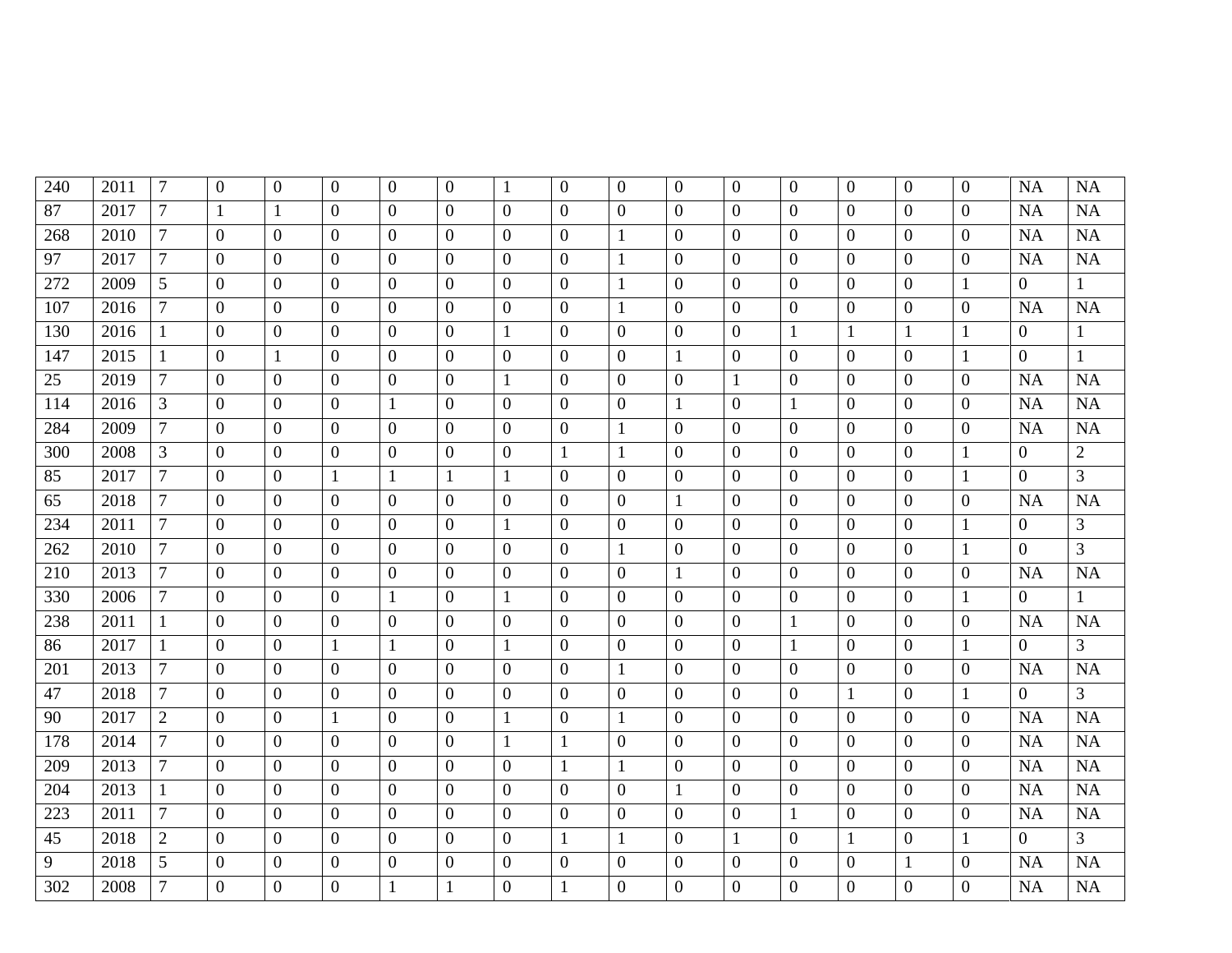| | | | | | | | | | | | | | | | | | | |
|---|---|---|---|---|---|---|---|---|---|---|---|---|---|---|---|---|---|---|
| 240 | 2011 | 7 | 0 | 0 | 0 | 0 | 0 | 1 | 0 | 0 | 0 | 0 | 0 | 0 | 0 | 0 | NA | NA |
| 87 | 2017 | 7 | 1 | 1 | 0 | 0 | 0 | 0 | 0 | 0 | 0 | 0 | 0 | 0 | 0 | 0 | NA | NA |
| 268 | 2010 | 7 | 0 | 0 | 0 | 0 | 0 | 0 | 0 | 1 | 0 | 0 | 0 | 0 | 0 | 0 | NA | NA |
| 97 | 2017 | 7 | 0 | 0 | 0 | 0 | 0 | 0 | 0 | 1 | 0 | 0 | 0 | 0 | 0 | 0 | NA | NA |
| 272 | 2009 | 5 | 0 | 0 | 0 | 0 | 0 | 0 | 0 | 1 | 0 | 0 | 0 | 0 | 0 | 1 | 0 | 1 |
| 107 | 2016 | 7 | 0 | 0 | 0 | 0 | 0 | 0 | 0 | 1 | 0 | 0 | 0 | 0 | 0 | 0 | NA | NA |
| 130 | 2016 | 1 | 0 | 0 | 0 | 0 | 0 | 1 | 0 | 0 | 0 | 0 | 1 | 1 | 1 | 1 | 0 | 1 |
| 147 | 2015 | 1 | 0 | 1 | 0 | 0 | 0 | 0 | 0 | 0 | 1 | 0 | 0 | 0 | 0 | 1 | 0 | 1 |
| 25 | 2019 | 7 | 0 | 0 | 0 | 0 | 0 | 1 | 0 | 0 | 0 | 1 | 0 | 0 | 0 | 0 | NA | NA |
| 114 | 2016 | 3 | 0 | 0 | 0 | 1 | 0 | 0 | 0 | 0 | 1 | 0 | 1 | 0 | 0 | 0 | NA | NA |
| 284 | 2009 | 7 | 0 | 0 | 0 | 0 | 0 | 0 | 0 | 1 | 0 | 0 | 0 | 0 | 0 | 0 | NA | NA |
| 300 | 2008 | 3 | 0 | 0 | 0 | 0 | 0 | 0 | 1 | 1 | 0 | 0 | 0 | 0 | 0 | 1 | 0 | 2 |
| 85 | 2017 | 7 | 0 | 0 | 1 | 1 | 1 | 1 | 0 | 0 | 0 | 0 | 0 | 0 | 0 | 1 | 0 | 3 |
| 65 | 2018 | 7 | 0 | 0 | 0 | 0 | 0 | 0 | 0 | 0 | 1 | 0 | 0 | 0 | 0 | 0 | NA | NA |
| 234 | 2011 | 7 | 0 | 0 | 0 | 0 | 0 | 1 | 0 | 0 | 0 | 0 | 0 | 0 | 0 | 1 | 0 | 3 |
| 262 | 2010 | 7 | 0 | 0 | 0 | 0 | 0 | 0 | 0 | 1 | 0 | 0 | 0 | 0 | 0 | 1 | 0 | 3 |
| 210 | 2013 | 7 | 0 | 0 | 0 | 0 | 0 | 0 | 0 | 0 | 1 | 0 | 0 | 0 | 0 | 0 | NA | NA |
| 330 | 2006 | 7 | 0 | 0 | 0 | 1 | 0 | 1 | 0 | 0 | 0 | 0 | 0 | 0 | 0 | 1 | 0 | 1 |
| 238 | 2011 | 1 | 0 | 0 | 0 | 0 | 0 | 0 | 0 | 0 | 0 | 0 | 1 | 0 | 0 | 0 | NA | NA |
| 86 | 2017 | 1 | 0 | 0 | 1 | 1 | 0 | 1 | 0 | 0 | 0 | 0 | 1 | 0 | 0 | 1 | 0 | 3 |
| 201 | 2013 | 7 | 0 | 0 | 0 | 0 | 0 | 0 | 0 | 1 | 0 | 0 | 0 | 0 | 0 | 0 | NA | NA |
| 47 | 2018 | 7 | 0 | 0 | 0 | 0 | 0 | 0 | 0 | 0 | 0 | 0 | 0 | 1 | 0 | 1 | 0 | 3 |
| 90 | 2017 | 2 | 0 | 0 | 1 | 0 | 0 | 1 | 0 | 1 | 0 | 0 | 0 | 0 | 0 | 0 | NA | NA |
| 178 | 2014 | 7 | 0 | 0 | 0 | 0 | 0 | 1 | 1 | 0 | 0 | 0 | 0 | 0 | 0 | 0 | NA | NA |
| 209 | 2013 | 7 | 0 | 0 | 0 | 0 | 0 | 0 | 1 | 1 | 0 | 0 | 0 | 0 | 0 | 0 | NA | NA |
| 204 | 2013 | 1 | 0 | 0 | 0 | 0 | 0 | 0 | 0 | 0 | 1 | 0 | 0 | 0 | 0 | 0 | NA | NA |
| 223 | 2011 | 7 | 0 | 0 | 0 | 0 | 0 | 0 | 0 | 0 | 0 | 0 | 1 | 0 | 0 | 0 | NA | NA |
| 45 | 2018 | 2 | 0 | 0 | 0 | 0 | 0 | 0 | 1 | 1 | 0 | 1 | 0 | 1 | 0 | 1 | 0 | 3 |
| 9 | 2018 | 5 | 0 | 0 | 0 | 0 | 0 | 0 | 0 | 0 | 0 | 0 | 0 | 0 | 1 | 0 | NA | NA |
| 302 | 2008 | 7 | 0 | 0 | 0 | 1 | 1 | 0 | 1 | 0 | 0 | 0 | 0 | 0 | 0 | 0 | NA | NA |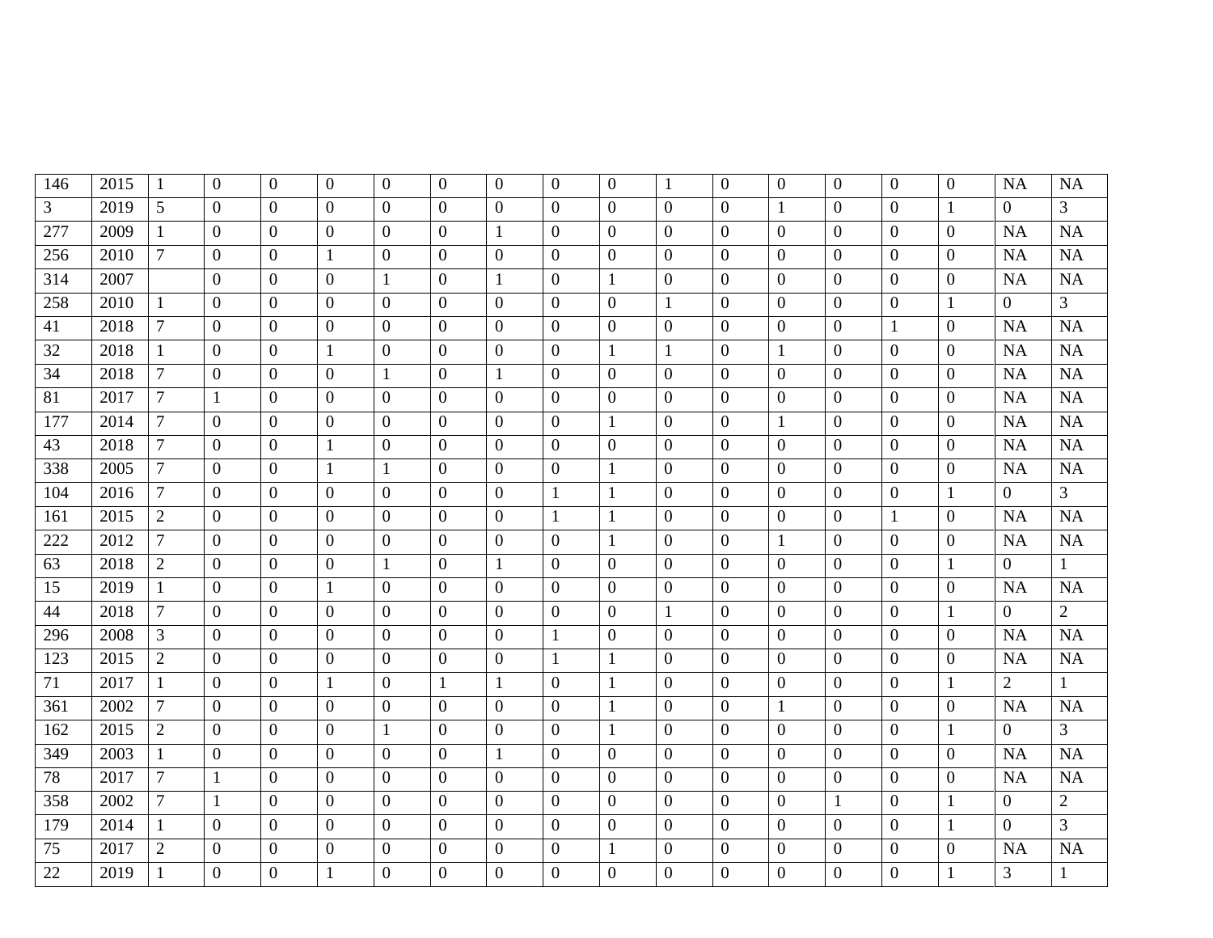|  |  |  |  |  |  |  |  |  |  |  |  |  |  |  |  |  |  |  |
|---|---|---|---|---|---|---|---|---|---|---|---|---|---|---|---|---|---|---|
| 146 | 2015 | 1 | 0 | 0 | 0 | 0 | 0 | 0 | 0 | 0 | 1 | 0 | 0 | 0 | 0 | 0 | NA | NA |
| 3 | 2019 | 5 | 0 | 0 | 0 | 0 | 0 | 0 | 0 | 0 | 0 | 0 | 1 | 0 | 0 | 1 | 0 | 3 |
| 277 | 2009 | 1 | 0 | 0 | 0 | 0 | 0 | 1 | 0 | 0 | 0 | 0 | 0 | 0 | 0 | 0 | NA | NA |
| 256 | 2010 | 7 | 0 | 0 | 1 | 0 | 0 | 0 | 0 | 0 | 0 | 0 | 0 | 0 | 0 | 0 | NA | NA |
| 314 | 2007 |  | 0 | 0 | 0 | 1 | 0 | 1 | 0 | 1 | 0 | 0 | 0 | 0 | 0 | 0 | NA | NA |
| 258 | 2010 | 1 | 0 | 0 | 0 | 0 | 0 | 0 | 0 | 0 | 1 | 0 | 0 | 0 | 0 | 1 | 0 | 3 |
| 41 | 2018 | 7 | 0 | 0 | 0 | 0 | 0 | 0 | 0 | 0 | 0 | 0 | 0 | 0 | 1 | 0 | NA | NA |
| 32 | 2018 | 1 | 0 | 0 | 1 | 0 | 0 | 0 | 0 | 1 | 1 | 0 | 1 | 0 | 0 | 0 | NA | NA |
| 34 | 2018 | 7 | 0 | 0 | 0 | 1 | 0 | 1 | 0 | 0 | 0 | 0 | 0 | 0 | 0 | 0 | NA | NA |
| 81 | 2017 | 7 | 1 | 0 | 0 | 0 | 0 | 0 | 0 | 0 | 0 | 0 | 0 | 0 | 0 | 0 | NA | NA |
| 177 | 2014 | 7 | 0 | 0 | 0 | 0 | 0 | 0 | 0 | 1 | 0 | 0 | 1 | 0 | 0 | 0 | NA | NA |
| 43 | 2018 | 7 | 0 | 0 | 1 | 0 | 0 | 0 | 0 | 0 | 0 | 0 | 0 | 0 | 0 | 0 | NA | NA |
| 338 | 2005 | 7 | 0 | 0 | 1 | 1 | 0 | 0 | 0 | 1 | 0 | 0 | 0 | 0 | 0 | 0 | NA | NA |
| 104 | 2016 | 7 | 0 | 0 | 0 | 0 | 0 | 0 | 1 | 1 | 0 | 0 | 0 | 0 | 0 | 1 | 0 | 3 |
| 161 | 2015 | 2 | 0 | 0 | 0 | 0 | 0 | 0 | 1 | 1 | 0 | 0 | 0 | 0 | 1 | 0 | NA | NA |
| 222 | 2012 | 7 | 0 | 0 | 0 | 0 | 0 | 0 | 0 | 1 | 0 | 0 | 1 | 0 | 0 | 0 | NA | NA |
| 63 | 2018 | 2 | 0 | 0 | 0 | 1 | 0 | 1 | 0 | 0 | 0 | 0 | 0 | 0 | 0 | 1 | 0 | 1 |
| 15 | 2019 | 1 | 0 | 0 | 1 | 0 | 0 | 0 | 0 | 0 | 0 | 0 | 0 | 0 | 0 | 0 | NA | NA |
| 44 | 2018 | 7 | 0 | 0 | 0 | 0 | 0 | 0 | 0 | 0 | 1 | 0 | 0 | 0 | 0 | 1 | 0 | 2 |
| 296 | 2008 | 3 | 0 | 0 | 0 | 0 | 0 | 0 | 1 | 0 | 0 | 0 | 0 | 0 | 0 | 0 | NA | NA |
| 123 | 2015 | 2 | 0 | 0 | 0 | 0 | 0 | 0 | 1 | 1 | 0 | 0 | 0 | 0 | 0 | 0 | NA | NA |
| 71 | 2017 | 1 | 0 | 0 | 1 | 0 | 1 | 1 | 0 | 1 | 0 | 0 | 0 | 0 | 0 | 1 | 2 | 1 |
| 361 | 2002 | 7 | 0 | 0 | 0 | 0 | 0 | 0 | 0 | 1 | 0 | 0 | 1 | 0 | 0 | 0 | NA | NA |
| 162 | 2015 | 2 | 0 | 0 | 0 | 1 | 0 | 0 | 0 | 1 | 0 | 0 | 0 | 0 | 0 | 1 | 0 | 3 |
| 349 | 2003 | 1 | 0 | 0 | 0 | 0 | 0 | 1 | 0 | 0 | 0 | 0 | 0 | 0 | 0 | 0 | NA | NA |
| 78 | 2017 | 7 | 1 | 0 | 0 | 0 | 0 | 0 | 0 | 0 | 0 | 0 | 0 | 0 | 0 | 0 | NA | NA |
| 358 | 2002 | 7 | 1 | 0 | 0 | 0 | 0 | 0 | 0 | 0 | 0 | 0 | 0 | 1 | 0 | 1 | 0 | 2 |
| 179 | 2014 | 1 | 0 | 0 | 0 | 0 | 0 | 0 | 0 | 0 | 0 | 0 | 0 | 0 | 0 | 1 | 0 | 3 |
| 75 | 2017 | 2 | 0 | 0 | 0 | 0 | 0 | 0 | 0 | 1 | 0 | 0 | 0 | 0 | 0 | 0 | NA | NA |
| 22 | 2019 | 1 | 0 | 0 | 1 | 0 | 0 | 0 | 0 | 0 | 0 | 0 | 0 | 0 | 0 | 1 | 3 | 1 |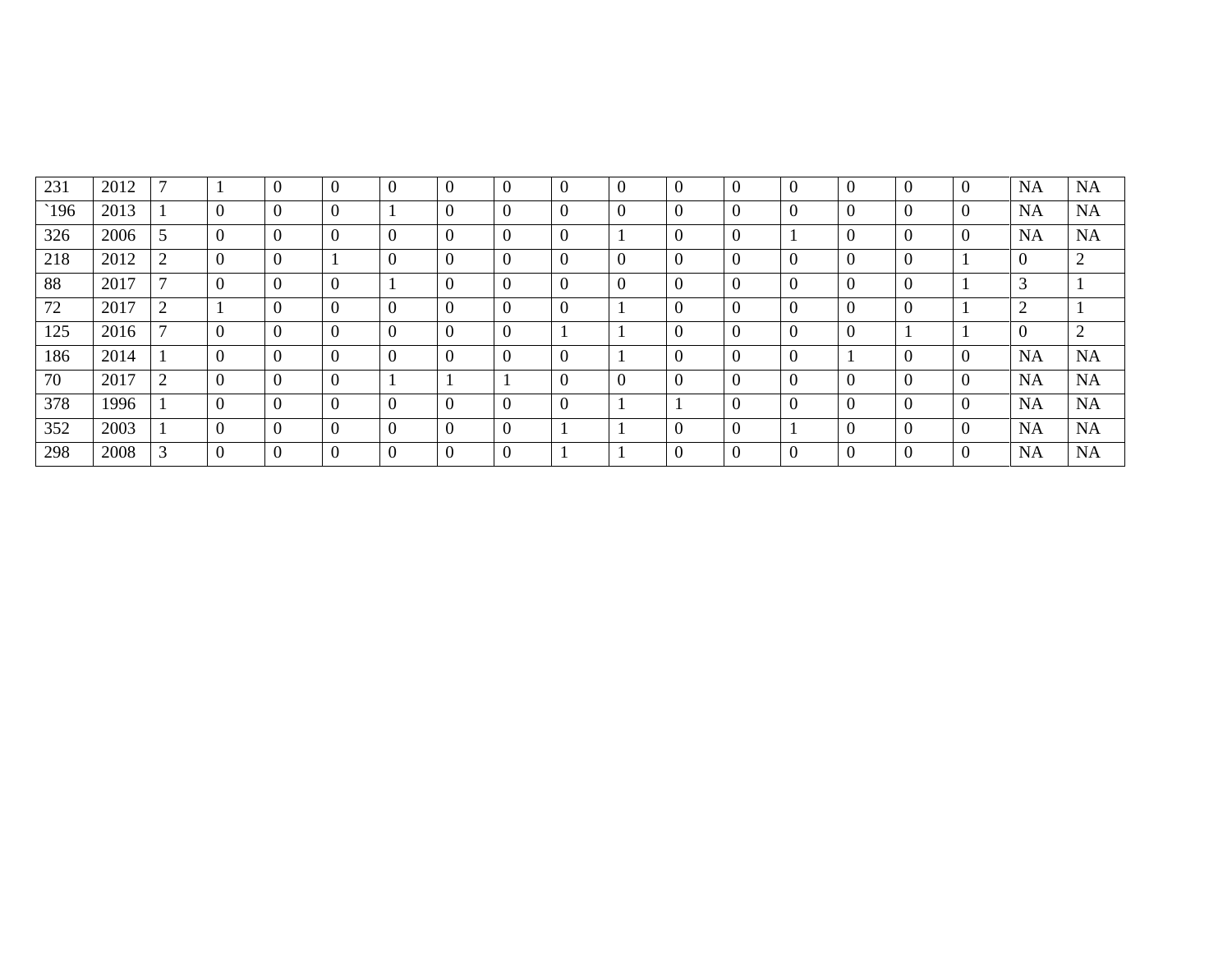| 231 | 2012 | 7 | 1 | 0 | 0 | 0 | 0 | 0 | 0 | 0 | 0 | 0 | 0 | 0 | 0 | 0 | NA | NA |
|---|---|---|---|---|---|---|---|---|---|---|---|---|---|---|---|---|---|---|
| `196 | 2013 | 1 | 0 | 0 | 0 | 1 | 0 | 0 | 0 | 0 | 0 | 0 | 0 | 0 | 0 | 0 | NA | NA |
| 326 | 2006 | 5 | 0 | 0 | 0 | 0 | 0 | 0 | 0 | 1 | 0 | 0 | 1 | 0 | 0 | 0 | NA | NA |
| 218 | 2012 | 2 | 0 | 0 | 1 | 0 | 0 | 0 | 0 | 0 | 0 | 0 | 0 | 0 | 0 | 1 | 0 | 2 |
| 88 | 2017 | 7 | 0 | 0 | 0 | 1 | 0 | 0 | 0 | 0 | 0 | 0 | 0 | 0 | 0 | 1 | 3 | 1 |
| 72 | 2017 | 2 | 1 | 0 | 0 | 0 | 0 | 0 | 0 | 1 | 0 | 0 | 0 | 0 | 0 | 1 | 2 | 1 |
| 125 | 2016 | 7 | 0 | 0 | 0 | 0 | 0 | 0 | 1 | 1 | 0 | 0 | 0 | 0 | 1 | 1 | 0 | 2 |
| 186 | 2014 | 1 | 0 | 0 | 0 | 0 | 0 | 0 | 0 | 1 | 0 | 0 | 0 | 1 | 0 | 0 | NA | NA |
| 70 | 2017 | 2 | 0 | 0 | 0 | 1 | 1 | 1 | 0 | 0 | 0 | 0 | 0 | 0 | 0 | 0 | NA | NA |
| 378 | 1996 | 1 | 0 | 0 | 0 | 0 | 0 | 0 | 0 | 1 | 1 | 0 | 0 | 0 | 0 | 0 | NA | NA |
| 352 | 2003 | 1 | 0 | 0 | 0 | 0 | 0 | 0 | 1 | 1 | 0 | 0 | 1 | 0 | 0 | 0 | NA | NA |
| 298 | 2008 | 3 | 0 | 0 | 0 | 0 | 0 | 0 | 1 | 1 | 0 | 0 | 0 | 0 | 0 | 0 | NA | NA |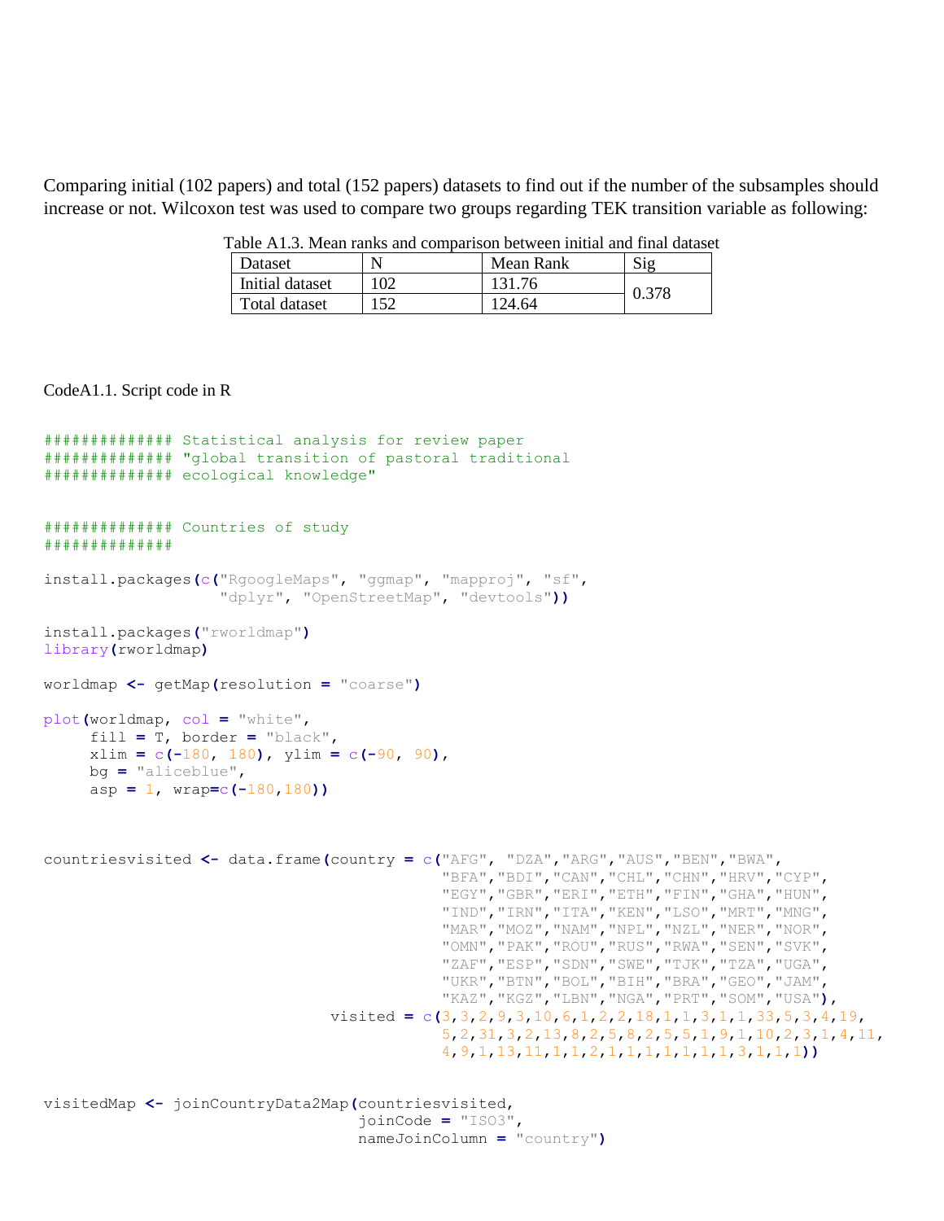Comparing initial (102 papers) and total (152 papers) datasets to find out if the number of the subsamples should increase or not. Wilcoxon test was used to compare two groups regarding TEK transition variable as following:

Table A1.3. Mean ranks and comparison between initial and final dataset

| Dataset | N | Mean Rank | Sig |
|---|---|---|---|
| Initial dataset | 102 | 131.76 | 0.378 |
| Total dataset | 152 | 124.64 | |

CodeA1.1. Script code in R

```
############## Statistical analysis for review paper
############## "global transition of pastoral traditional
############## ecological knowledge"


############## Countries of study
##############

install.packages(c("RgoogleMaps", "ggmap", "mapproj", "sf",
                   "dplyr", "OpenStreetMap", "devtools"))

install.packages("rworldmap")
library(rworldmap)

worldmap <- getMap(resolution = "coarse")

plot(worldmap, col = "white",
     fill = T, border = "black",
     xlim = c(-180, 180), ylim = c(-90, 90),
     bg = "aliceblue",
     asp = 1, wrap=c(-180,180))



countriesvisited <- data.frame(country = c("AFG", "DZA","ARG","AUS","BEN","BWA",
                                           "BFA","BDI","CAN","CHL","CHN","HRV","CYP",
                                           "EGY","GBR","ERI","ETH","FIN","GHA","HUN",
                                           "IND","IRN","ITA","KEN","LSO","MRT","MNG",
                                           "MAR","MOZ","NAM","NPL","NZL","NER","NOR",
                                           "OMN","PAK","ROU","RUS","RWA","SEN","SVK",
                                           "ZAF","ESP","SDN","SWE","TJK","TZA","UGA",
                                           "UKR","BTN","BOL","BIH","BRA","GEO","JAM",
                                           "KAZ","KGZ","LBN","NGA","PRT","SOM","USA"),
                               visited = c(3,3,2,9,3,10,6,1,2,2,18,1,1,3,1,1,33,5,3,4,19,
                                           5,2,31,3,2,13,8,2,5,8,2,5,5,1,9,1,10,2,3,1,4,11,
                                           4,9,1,13,11,1,1,2,1,1,1,1,1,1,1,3,1,1,1))


visitedMap <- joinCountryData2Map(countriesvisited,
                                  joinCode = "ISO3",
                                  nameJoinColumn = "country")
```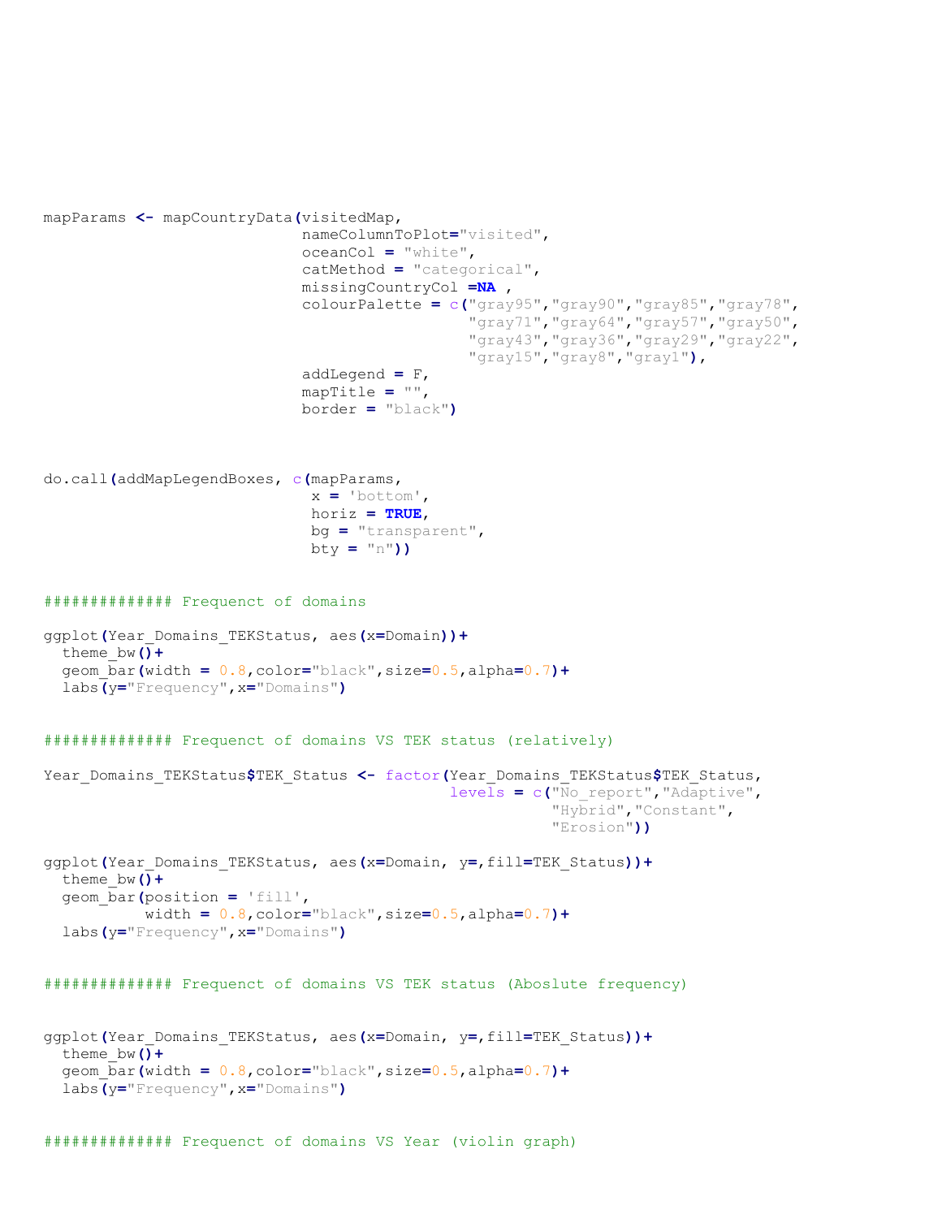```
mapParams <- mapCountryData(visitedMap,
                            nameColumnToPlot="visited",
                            oceanCol = "white",
                            catMethod = "categorical",
                            missingCountryCol =NA ,
                            colourPalette = c("gray95","gray90","gray85","gray78",
                                              "gray71","gray64","gray57","gray50",
                                              "gray43","gray36","gray29","gray22",
                                              "gray15","gray8","gray1"),
                            addLegend = F,
                            mapTitle = "",
                            border = "black")



do.call(addMapLegendBoxes, c(mapParams,
                             x = 'bottom',
                             horiz = TRUE,
                             bg = "transparent",
                             bty = "n"))


############## Frequenct of domains

ggplot(Year_Domains_TEKStatus, aes(x=Domain))+
  theme_bw()+
  geom_bar(width = 0.8,color="black",size=0.5,alpha=0.7)+
  labs(y="Frequency",x="Domains")


############## Frequenct of domains VS TEK status (relatively)

Year_Domains_TEKStatus$TEK_Status <- factor(Year_Domains_TEKStatus$TEK_Status,
                                            levels = c("No_report","Adaptive",
                                                       "Hybrid","Constant",
                                                       "Erosion"))

ggplot(Year_Domains_TEKStatus, aes(x=Domain, y=,fill=TEK_Status))+
  theme_bw()+
  geom_bar(position = 'fill',
           width = 0.8,color="black",size=0.5,alpha=0.7)+
  labs(y="Frequency",x="Domains")


############## Frequenct of domains VS TEK status (Aboslute frequency)


ggplot(Year_Domains_TEKStatus, aes(x=Domain, y=,fill=TEK_Status))+
  theme_bw()+
  geom_bar(width = 0.8,color="black",size=0.5,alpha=0.7)+
  labs(y="Frequency",x="Domains")


############## Frequenct of domains VS Year (violin graph)
```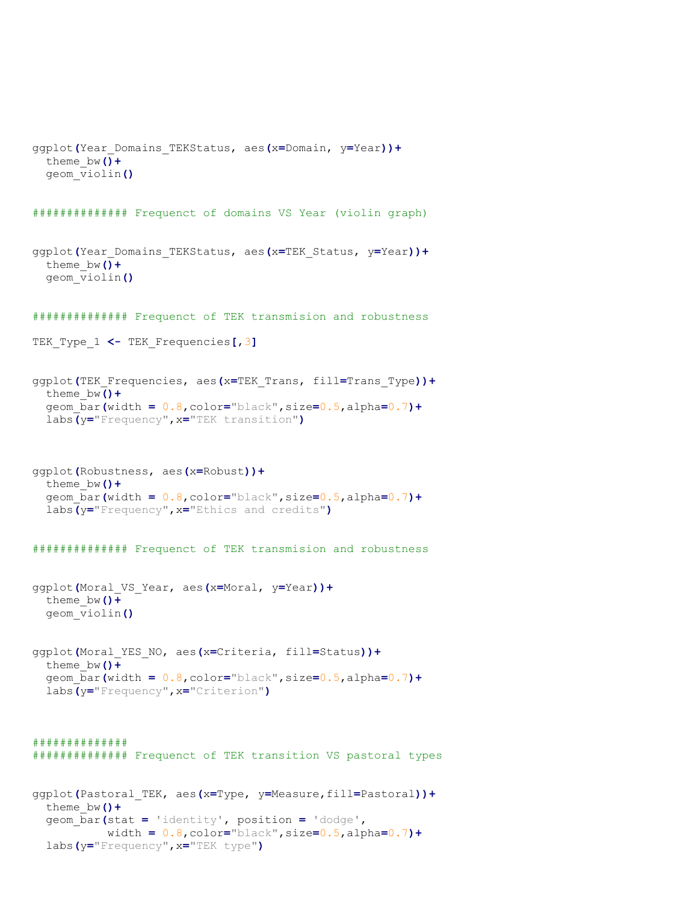```r
ggplot(Year_Domains_TEKStatus, aes(x=Domain, y=Year))+
  theme_bw()+
  geom_violin()


############## Frequenct of domains VS Year (violin graph)


ggplot(Year_Domains_TEKStatus, aes(x=TEK_Status, y=Year))+
  theme_bw()+
  geom_violin()


############## Frequenct of TEK transmision and robustness

TEK_Type_1 <- TEK_Frequencies[,3]


ggplot(TEK_Frequencies, aes(x=TEK_Trans, fill=Trans_Type))+
  theme_bw()+
  geom_bar(width = 0.8,color="black",size=0.5,alpha=0.7)+
  labs(y="Frequency",x="TEK transition")



ggplot(Robustness, aes(x=Robust))+
  theme_bw()+
  geom_bar(width = 0.8,color="black",size=0.5,alpha=0.7)+
  labs(y="Frequency",x="Ethics and credits")


############## Frequenct of TEK transmision and robustness


ggplot(Moral_VS_Year, aes(x=Moral, y=Year))+
  theme_bw()+
  geom_violin()


ggplot(Moral_YES_NO, aes(x=Criteria, fill=Status))+
  theme_bw()+
  geom_bar(width = 0.8,color="black",size=0.5,alpha=0.7)+
  labs(y="Frequency",x="Criterion")



##############
############## Frequenct of TEK transition VS pastoral types


ggplot(Pastoral_TEK, aes(x=Type, y=Measure,fill=Pastoral))+
  theme_bw()+
  geom_bar(stat = 'identity', position = 'dodge',
           width = 0.8,color="black",size=0.5,alpha=0.7)+
  labs(y="Frequency",x="TEK type")
```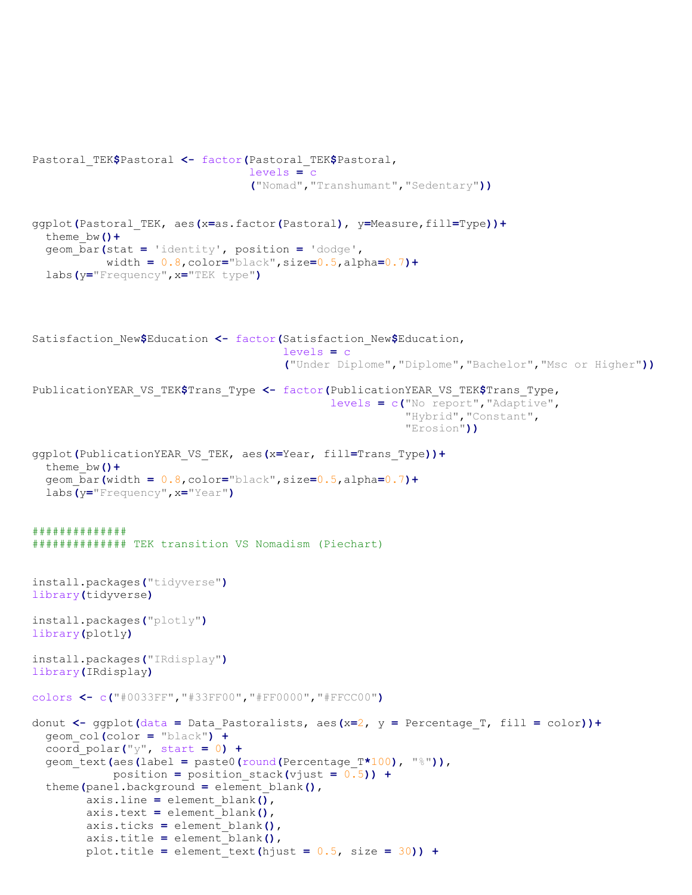```
Pastoral_TEK$Pastoral <- factor(Pastoral_TEK$Pastoral,
                                levels = c
                                ("Nomad","Transhumant","Sedentary"))


ggplot(Pastoral_TEK, aes(x=as.factor(Pastoral), y=Measure,fill=Type))+
  theme_bw()+
  geom_bar(stat = 'identity', position = 'dodge',
           width = 0.8,color="black",size=0.5,alpha=0.7)+
  labs(y="Frequency",x="TEK type")




Satisfaction_New$Education <- factor(Satisfaction_New$Education,
                                     levels = c
                                     ("Under Diplome","Diplome","Bachelor","Msc or Higher"))

PublicationYEAR_VS_TEK$Trans_Type <- factor(PublicationYEAR_VS_TEK$Trans_Type,
                                            levels = c("No report","Adaptive",
                                                       "Hybrid","Constant",
                                                       "Erosion"))

ggplot(PublicationYEAR_VS_TEK, aes(x=Year, fill=Trans_Type))+
  theme_bw()+
  geom_bar(width = 0.8,color="black",size=0.5,alpha=0.7)+
  labs(y="Frequency",x="Year")


##############
############## TEK transition VS Nomadism (Piechart)


install.packages("tidyverse")
library(tidyverse)

install.packages("plotly")
library(plotly)

install.packages("IRdisplay")
library(IRdisplay)

colors <- c("#0033FF","#33FF00","#FF0000","#FFCC00")

donut <- ggplot(data = Data_Pastoralists, aes(x=2, y = Percentage_T, fill = color))+
  geom_col(color = "black") +
  coord_polar("y", start = 0) +
  geom_text(aes(label = paste0(round(Percentage_T*100), "%")),
            position = position_stack(vjust = 0.5)) +
  theme(panel.background = element_blank(),
        axis.line = element_blank(),
        axis.text = element_blank(),
        axis.ticks = element_blank(),
        axis.title = element_blank(),
        plot.title = element_text(hjust = 0.5, size = 30)) +
```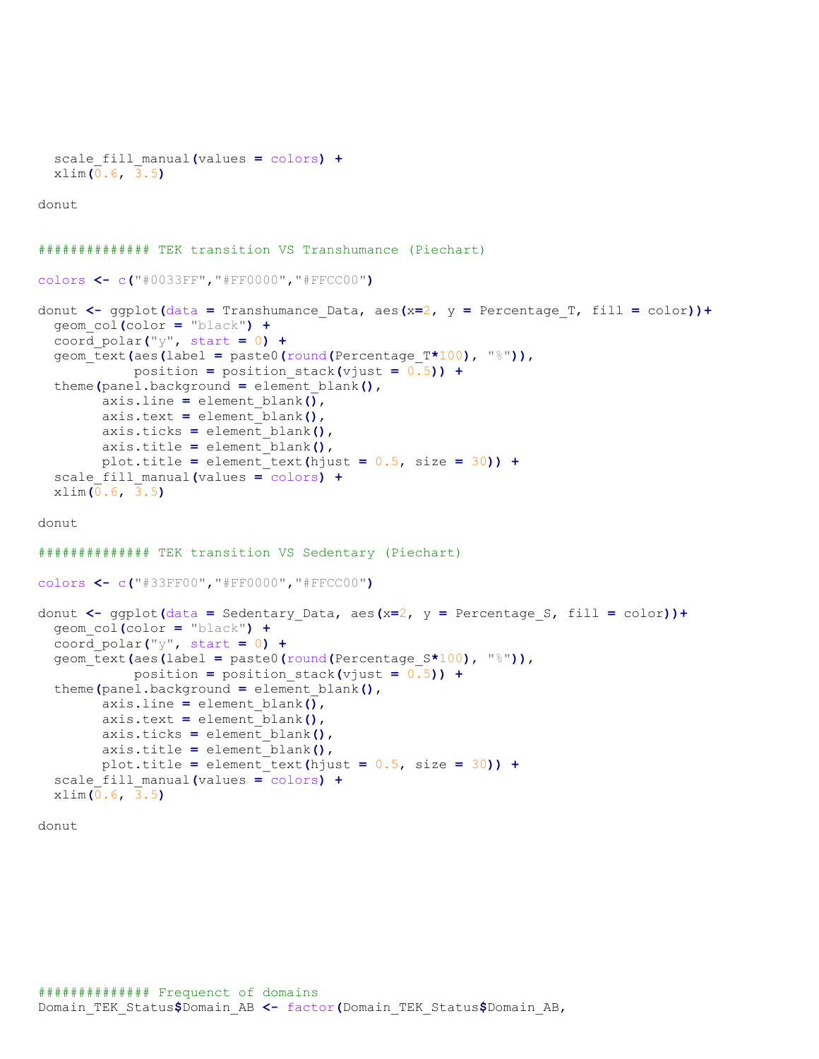```
  scale_fill_manual(values = colors) +
  xlim(0.6, 3.5)

donut


############## TEK transition VS Transhumance (Piechart)

colors <- c("#0033FF","#FF0000","#FFCC00")

donut <- ggplot(data = Transhumance_Data, aes(x=2, y = Percentage_T, fill = color))+
  geom_col(color = "black") +
  coord_polar("y", start = 0) +
  geom_text(aes(label = paste0(round(Percentage_T*100), "%")),
            position = position_stack(vjust = 0.5)) +
  theme(panel.background = element_blank(),
        axis.line = element_blank(),
        axis.text = element_blank(),
        axis.ticks = element_blank(),
        axis.title = element_blank(),
        plot.title = element_text(hjust = 0.5, size = 30)) +
  scale_fill_manual(values = colors) +
  xlim(0.6, 3.5)

donut

############## TEK transition VS Sedentary (Piechart)

colors <- c("#33FF00","#FF0000","#FFCC00")

donut <- ggplot(data = Sedentary_Data, aes(x=2, y = Percentage_S, fill = color))+
  geom_col(color = "black") +
  coord_polar("y", start = 0) +
  geom_text(aes(label = paste0(round(Percentage_S*100), "%")),
            position = position_stack(vjust = 0.5)) +
  theme(panel.background = element_blank(),
        axis.line = element_blank(),
        axis.text = element_blank(),
        axis.ticks = element_blank(),
        axis.title = element_blank(),
        plot.title = element_text(hjust = 0.5, size = 30)) +
  scale_fill_manual(values = colors) +
  xlim(0.6, 3.5)

donut









############## Frequenct of domains
Domain_TEK_Status$Domain_AB <- factor(Domain_TEK_Status$Domain_AB,
```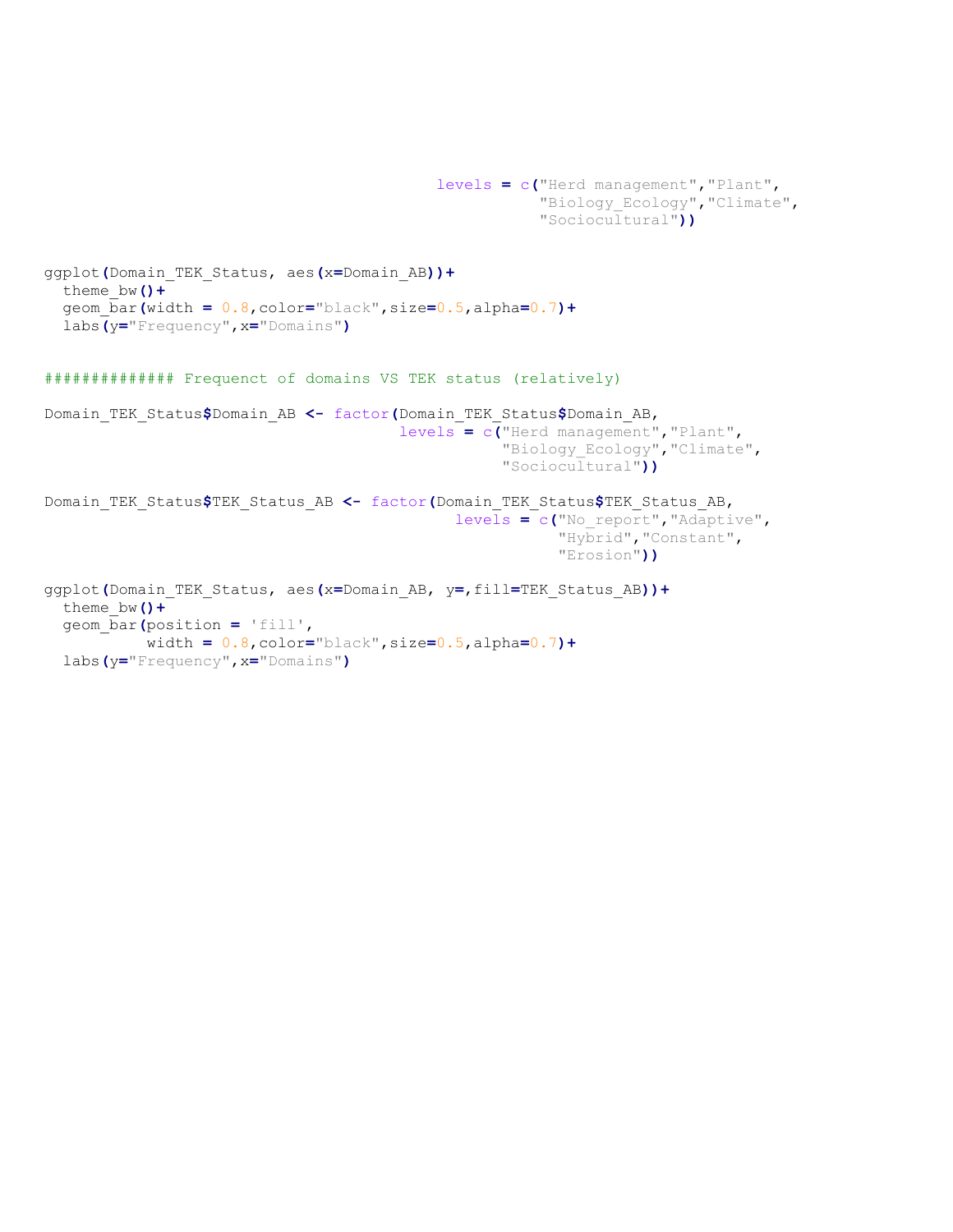```
                                        levels = c("Herd management","Plant",
                                                   "Biology_Ecology","Climate",
                                                   "Sociocultural"))


ggplot(Domain_TEK_Status, aes(x=Domain_AB))+
  theme_bw()+
  geom_bar(width = 0.8,color="black",size=0.5,alpha=0.7)+
  labs(y="Frequency",x="Domains")


############## Frequenct of domains VS TEK status (relatively)

Domain_TEK_Status$Domain_AB <- factor(Domain_TEK_Status$Domain_AB,
                                      levels = c("Herd management","Plant",
                                                 "Biology_Ecology","Climate",
                                                 "Sociocultural"))

Domain_TEK_Status$TEK_Status_AB <- factor(Domain_TEK_Status$TEK_Status_AB,
                                          levels = c("No_report","Adaptive",
                                                     "Hybrid","Constant",
                                                     "Erosion"))

ggplot(Domain_TEK_Status, aes(x=Domain_AB, y=,fill=TEK_Status_AB))+
  theme_bw()+
  geom_bar(position = 'fill',
           width = 0.8,color="black",size=0.5,alpha=0.7)+
  labs(y="Frequency",x="Domains")
```